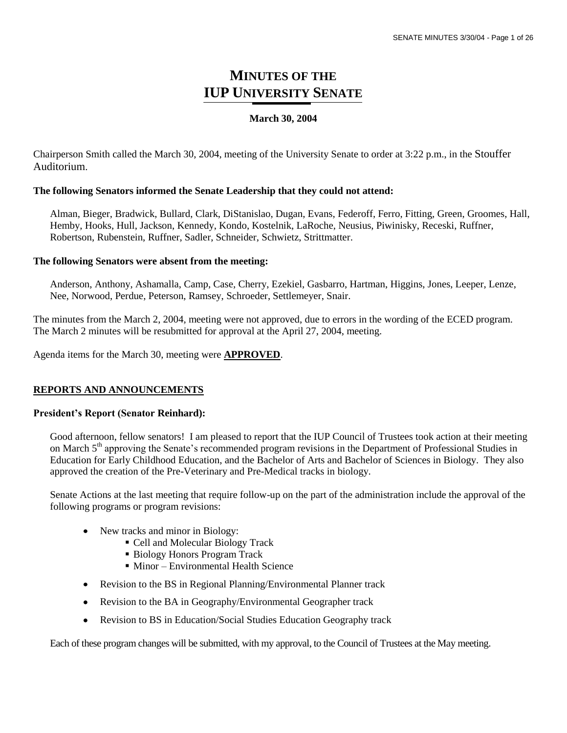# MINUTES OF THE IUP UNIVERSITY SENATE

**March 30, 2004**

Chairperson Smith called the March 30, 2004, meeting of the University Senate to order at 3:22 p.m., in the Stouffer Auditorium.

**The following Senators informed the Senate Leadership that they could not attend:**

Alman, Bieger, Bradwick, Bullard, Clark, DiStanislao, Dugan, Evans, Federoff, Ferro, Fitting, Green, Groomes, Hall, Hemby, Hooks, Hull, Jackson, Kennedy, Kondo, Kostelnik, LaRoche, Neusius, Piwinisky, Receski, Ruffner, Robertson, Rubenstein, Ruffner, Sadler, Schneider, Schwietz, Strittmatter.

**The following Senators were absent from the meeting:**

Anderson, Anthony, Ashamalla, Camp, Case, Cherry, Ezekiel, Gasbarro, Hartman, Higgins, Jones, Leeper, Lenze, Nee, Norwood, Perdue, Peterson, Ramsey, Schroeder, Settlemeyer, Snair.

The minutes from the March 2, 2004, meeting were not approved, due to errors in the wording of the ECED program. The March 2 minutes will be resubmitted for approval at the April 27, 2004, meeting.

Agenda items for the March 30, meeting were **APPROVED**.

## REPORTS AND ANNOUNCEMENTS

**President's Report (Senator Reinhard):**

Good afternoon, fellow senators! I am pleased to report that the IUP Council of Trustees took action at their meeting on March 5th approving the Senate's recommended program revisions in the Department of Professional Studies in Education for Early Childhood Education, and the Bachelor of Arts and Bachelor of Sciences in Biology. They also approved the creation of the Pre-Veterinary and Pre-Medical tracks in biology.

Senate Actions at the last meeting that require follow-up on the part of the administration include the approval of the following programs or program revisions:

- New tracks and minor in Biology:
  - Cell and Molecular Biology Track
  - Biology Honors Program Track
  - Minor – Environmental Health Science
- Revision to the BS in Regional Planning/Environmental Planner track
- Revision to the BA in Geography/Environmental Geographer track
- Revision to BS in Education/Social Studies Education Geography track

Each of these program changes will be submitted, with my approval, to the Council of Trustees at the May meeting.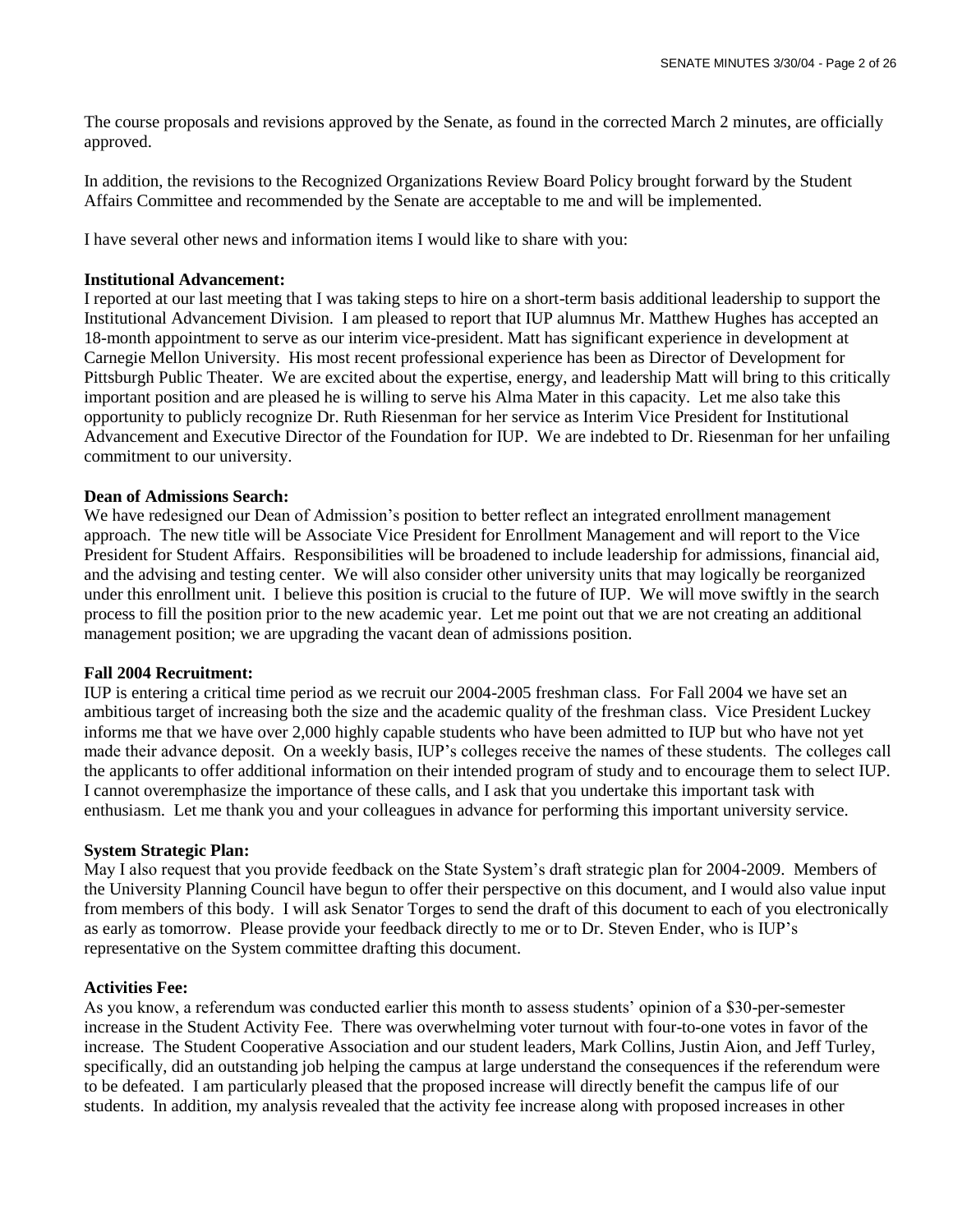The course proposals and revisions approved by the Senate, as found in the corrected March 2 minutes, are officially approved.

In addition, the revisions to the Recognized Organizations Review Board Policy brought forward by the Student Affairs Committee and recommended by the Senate are acceptable to me and will be implemented.

I have several other news and information items I would like to share with you:

**Institutional Advancement:**
I reported at our last meeting that I was taking steps to hire on a short-term basis additional leadership to support the Institutional Advancement Division. I am pleased to report that IUP alumnus Mr. Matthew Hughes has accepted an 18-month appointment to serve as our interim vice-president. Matt has significant experience in development at Carnegie Mellon University. His most recent professional experience has been as Director of Development for Pittsburgh Public Theater. We are excited about the expertise, energy, and leadership Matt will bring to this critically important position and are pleased he is willing to serve his Alma Mater in this capacity. Let me also take this opportunity to publicly recognize Dr. Ruth Riesenman for her service as Interim Vice President for Institutional Advancement and Executive Director of the Foundation for IUP. We are indebted to Dr. Riesenman for her unfailing commitment to our university.

**Dean of Admissions Search:**
We have redesigned our Dean of Admission's position to better reflect an integrated enrollment management approach. The new title will be Associate Vice President for Enrollment Management and will report to the Vice President for Student Affairs. Responsibilities will be broadened to include leadership for admissions, financial aid, and the advising and testing center. We will also consider other university units that may logically be reorganized under this enrollment unit. I believe this position is crucial to the future of IUP. We will move swiftly in the search process to fill the position prior to the new academic year. Let me point out that we are not creating an additional management position; we are upgrading the vacant dean of admissions position.

**Fall 2004 Recruitment:**
IUP is entering a critical time period as we recruit our 2004-2005 freshman class. For Fall 2004 we have set an ambitious target of increasing both the size and the academic quality of the freshman class. Vice President Luckey informs me that we have over 2,000 highly capable students who have been admitted to IUP but who have not yet made their advance deposit. On a weekly basis, IUP's colleges receive the names of these students. The colleges call the applicants to offer additional information on their intended program of study and to encourage them to select IUP. I cannot overemphasize the importance of these calls, and I ask that you undertake this important task with enthusiasm. Let me thank you and your colleagues in advance for performing this important university service.

**System Strategic Plan:**
May I also request that you provide feedback on the State System's draft strategic plan for 2004-2009. Members of the University Planning Council have begun to offer their perspective on this document, and I would also value input from members of this body. I will ask Senator Torges to send the draft of this document to each of you electronically as early as tomorrow. Please provide your feedback directly to me or to Dr. Steven Ender, who is IUP's representative on the System committee drafting this document.

**Activities Fee:**
As you know, a referendum was conducted earlier this month to assess students' opinion of a $30-per-semester increase in the Student Activity Fee. There was overwhelming voter turnout with four-to-one votes in favor of the increase. The Student Cooperative Association and our student leaders, Mark Collins, Justin Aion, and Jeff Turley, specifically, did an outstanding job helping the campus at large understand the consequences if the referendum were to be defeated. I am particularly pleased that the proposed increase will directly benefit the campus life of our students. In addition, my analysis revealed that the activity fee increase along with proposed increases in other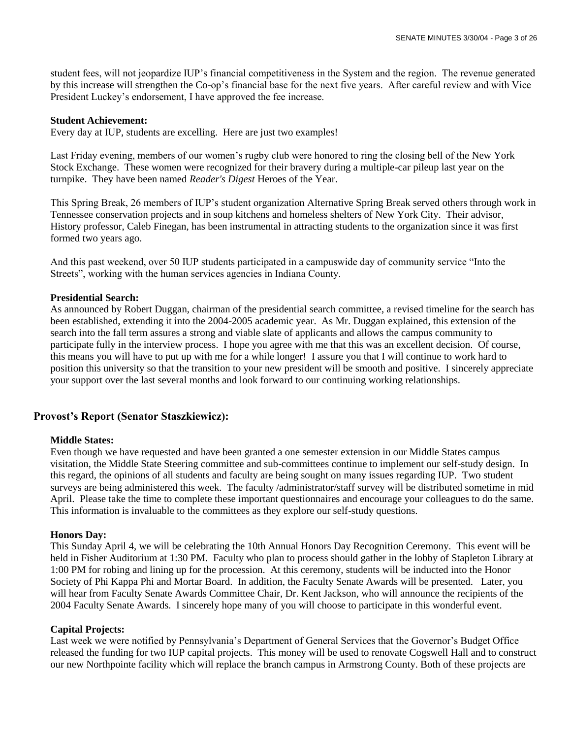student fees, will not jeopardize IUP's financial competitiveness in the System and the region. The revenue generated by this increase will strengthen the Co-op's financial base for the next five years. After careful review and with Vice President Luckey's endorsement, I have approved the fee increase.

**Student Achievement:**
Every day at IUP, students are excelling. Here are just two examples!

Last Friday evening, members of our women's rugby club were honored to ring the closing bell of the New York Stock Exchange. These women were recognized for their bravery during a multiple-car pileup last year on the turnpike. They have been named *Reader's Digest* Heroes of the Year.

This Spring Break, 26 members of IUP's student organization Alternative Spring Break served others through work in Tennessee conservation projects and in soup kitchens and homeless shelters of New York City. Their advisor, History professor, Caleb Finegan, has been instrumental in attracting students to the organization since it was first formed two years ago.

And this past weekend, over 50 IUP students participated in a campuswide day of community service "Into the Streets", working with the human services agencies in Indiana County.

**Presidential Search:**
As announced by Robert Duggan, chairman of the presidential search committee, a revised timeline for the search has been established, extending it into the 2004-2005 academic year. As Mr. Duggan explained, this extension of the search into the fall term assures a strong and viable slate of applicants and allows the campus community to participate fully in the interview process. I hope you agree with me that this was an excellent decision. Of course, this means you will have to put up with me for a while longer! I assure you that I will continue to work hard to position this university so that the transition to your new president will be smooth and positive. I sincerely appreciate your support over the last several months and look forward to our continuing working relationships.

## Provost's Report (Senator Staszkiewicz):

**Middle States:**
Even though we have requested and have been granted a one semester extension in our Middle States campus visitation, the Middle State Steering committee and sub-committees continue to implement our self-study design. In this regard, the opinions of all students and faculty are being sought on many issues regarding IUP. Two student surveys are being administered this week. The faculty /administrator/staff survey will be distributed sometime in mid April. Please take the time to complete these important questionnaires and encourage your colleagues to do the same. This information is invaluable to the committees as they explore our self-study questions.

**Honors Day:**
This Sunday April 4, we will be celebrating the 10th Annual Honors Day Recognition Ceremony. This event will be held in Fisher Auditorium at 1:30 PM. Faculty who plan to process should gather in the lobby of Stapleton Library at 1:00 PM for robing and lining up for the procession. At this ceremony, students will be inducted into the Honor Society of Phi Kappa Phi and Mortar Board. In addition, the Faculty Senate Awards will be presented. Later, you will hear from Faculty Senate Awards Committee Chair, Dr. Kent Jackson, who will announce the recipients of the 2004 Faculty Senate Awards. I sincerely hope many of you will choose to participate in this wonderful event.

**Capital Projects:**
Last week we were notified by Pennsylvania's Department of General Services that the Governor's Budget Office released the funding for two IUP capital projects. This money will be used to renovate Cogswell Hall and to construct our new Northpointe facility which will replace the branch campus in Armstrong County. Both of these projects are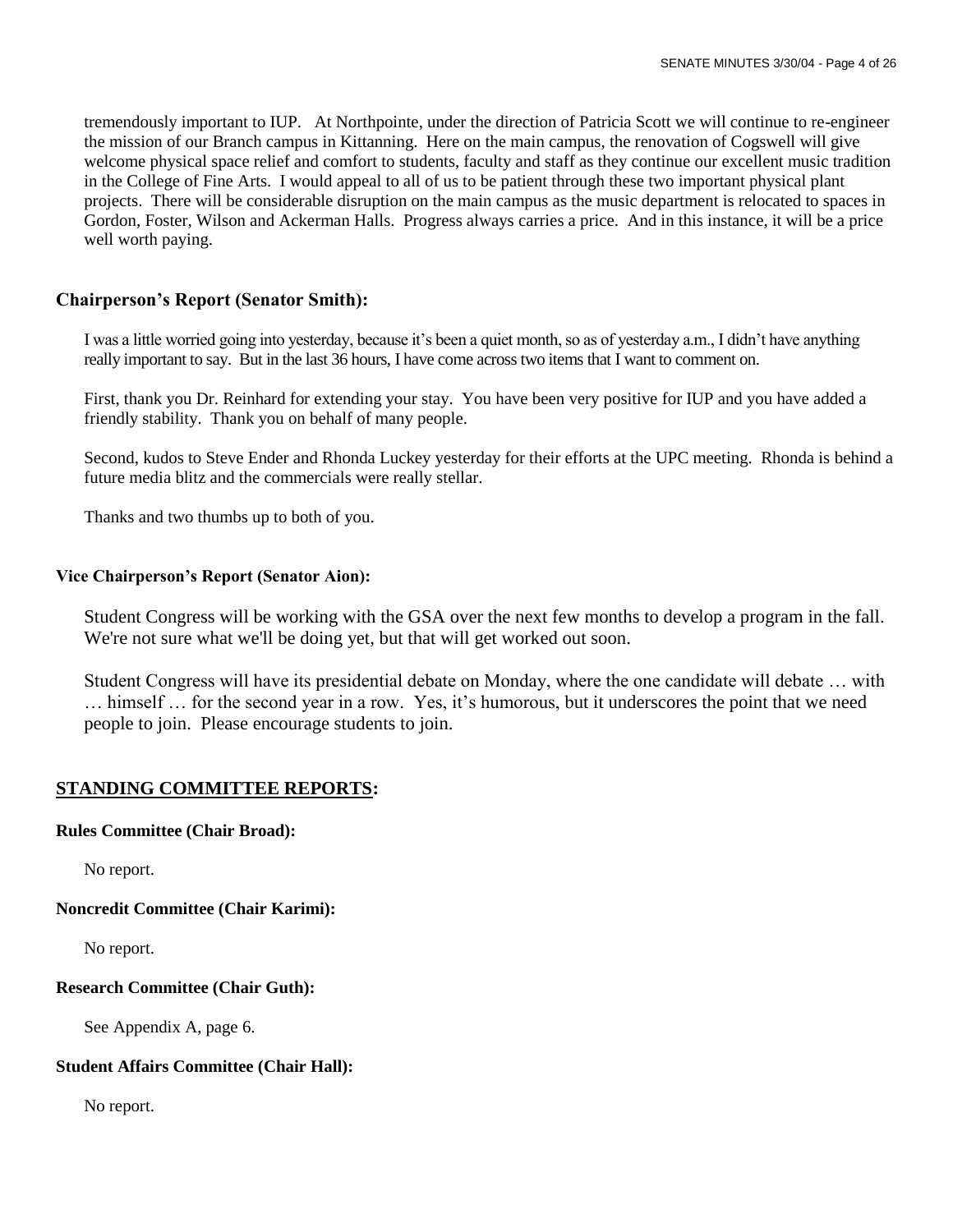tremendously important to IUP. At Northpointe, under the direction of Patricia Scott we will continue to re-engineer the mission of our Branch campus in Kittanning. Here on the main campus, the renovation of Cogswell will give welcome physical space relief and comfort to students, faculty and staff as they continue our excellent music tradition in the College of Fine Arts. I would appeal to all of us to be patient through these two important physical plant projects. There will be considerable disruption on the main campus as the music department is relocated to spaces in Gordon, Foster, Wilson and Ackerman Halls. Progress always carries a price. And in this instance, it will be a price well worth paying.

### Chairperson's Report (Senator Smith):

I was a little worried going into yesterday, because it's been a quiet month, so as of yesterday a.m., I didn't have anything really important to say. But in the last 36 hours, I have come across two items that I want to comment on.

First, thank you Dr. Reinhard for extending your stay. You have been very positive for IUP and you have added a friendly stability. Thank you on behalf of many people.

Second, kudos to Steve Ender and Rhonda Luckey yesterday for their efforts at the UPC meeting. Rhonda is behind a future media blitz and the commercials were really stellar.

Thanks and two thumbs up to both of you.

#### Vice Chairperson's Report (Senator Aion):

Student Congress will be working with the GSA over the next few months to develop a program in the fall. We're not sure what we'll be doing yet, but that will get worked out soon.

Student Congress will have its presidential debate on Monday, where the one candidate will debate … with … himself … for the second year in a row. Yes, it's humorous, but it underscores the point that we need people to join. Please encourage students to join.

## STANDING COMMITTEE REPORTS:

#### Rules Committee (Chair Broad):

No report.

#### Noncredit Committee (Chair Karimi):

No report.

#### Research Committee (Chair Guth):

See Appendix A, page 6.

#### Student Affairs Committee (Chair Hall):

No report.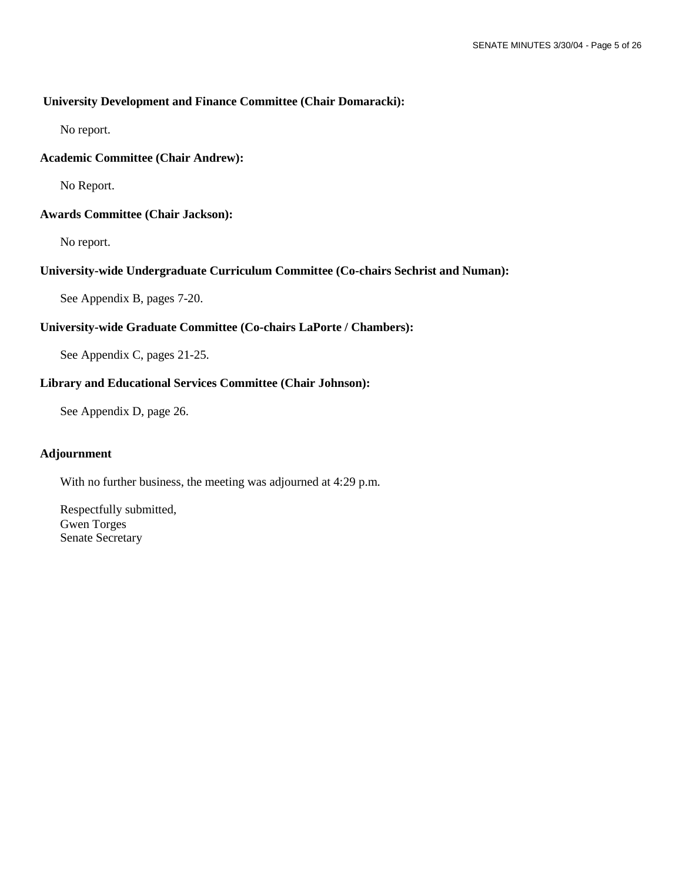**University Development and Finance Committee (Chair Domaracki):**

No report.

**Academic Committee (Chair Andrew):**

No Report.

**Awards Committee (Chair Jackson):**

No report.

**University-wide Undergraduate Curriculum Committee (Co-chairs Sechrist and Numan):**

See Appendix B, pages 7-20.

**University-wide Graduate Committee (Co-chairs LaPorte / Chambers):**

See Appendix C, pages 21-25.

**Library and Educational Services Committee (Chair Johnson):**

See Appendix D, page 26.

**Adjournment**

With no further business, the meeting was adjourned at 4:29 p.m.

Respectfully submitted,
Gwen Torges
Senate Secretary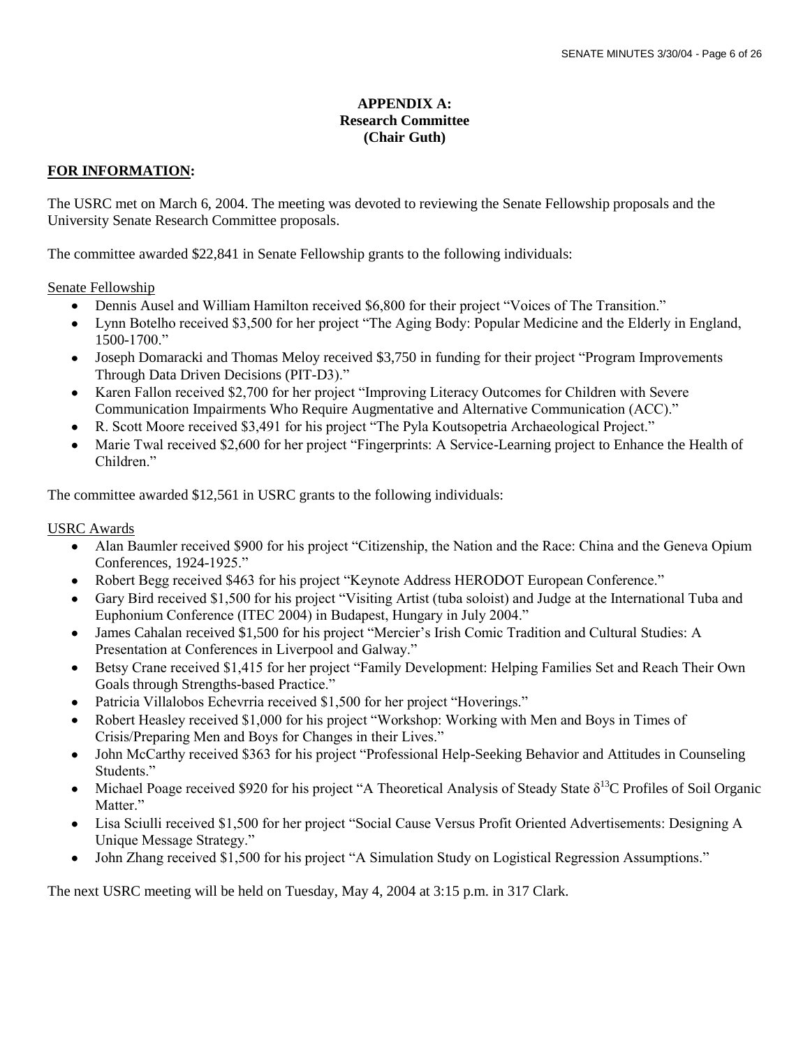## APPENDIX A:
## Research Committee
## (Chair Guth)

**FOR INFORMATION:**

The USRC met on March 6, 2004. The meeting was devoted to reviewing the Senate Fellowship proposals and the University Senate Research Committee proposals.

The committee awarded $22,841 in Senate Fellowship grants to the following individuals:

Senate Fellowship

- Dennis Ausel and William Hamilton received $6,800 for their project "Voices of The Transition."
- Lynn Botelho received $3,500 for her project "The Aging Body: Popular Medicine and the Elderly in England, 1500-1700."
- Joseph Domaracki and Thomas Meloy received $3,750 in funding for their project "Program Improvements Through Data Driven Decisions (PIT-D3)."
- Karen Fallon received $2,700 for her project "Improving Literacy Outcomes for Children with Severe Communication Impairments Who Require Augmentative and Alternative Communication (ACC)."
- R. Scott Moore received $3,491 for his project "The Pyla Koutsopetria Archaeological Project."
- Marie Twal received $2,600 for her project "Fingerprints: A Service-Learning project to Enhance the Health of Children."

The committee awarded $12,561 in USRC grants to the following individuals:

USRC Awards

- Alan Baumler received $900 for his project "Citizenship, the Nation and the Race: China and the Geneva Opium Conferences, 1924-1925."
- Robert Begg received $463 for his project "Keynote Address HERODOT European Conference."
- Gary Bird received $1,500 for his project "Visiting Artist (tuba soloist) and Judge at the International Tuba and Euphonium Conference (ITEC 2004) in Budapest, Hungary in July 2004."
- James Cahalan received $1,500 for his project "Mercier's Irish Comic Tradition and Cultural Studies: A Presentation at Conferences in Liverpool and Galway."
- Betsy Crane received $1,415 for her project "Family Development: Helping Families Set and Reach Their Own Goals through Strengths-based Practice."
- Patricia Villalobos Echevrria received $1,500 for her project "Hoverings."
- Robert Heasley received $1,000 for his project "Workshop: Working with Men and Boys in Times of Crisis/Preparing Men and Boys for Changes in their Lives."
- John McCarthy received $363 for his project "Professional Help-Seeking Behavior and Attitudes in Counseling Students."
- Michael Poage received $920 for his project "A Theoretical Analysis of Steady State $\delta^{13}C$ Profiles of Soil Organic Matter."
- Lisa Sciulli received $1,500 for her project "Social Cause Versus Profit Oriented Advertisements: Designing A Unique Message Strategy."
- John Zhang received $1,500 for his project "A Simulation Study on Logistical Regression Assumptions."

The next USRC meeting will be held on Tuesday, May 4, 2004 at 3:15 p.m. in 317 Clark.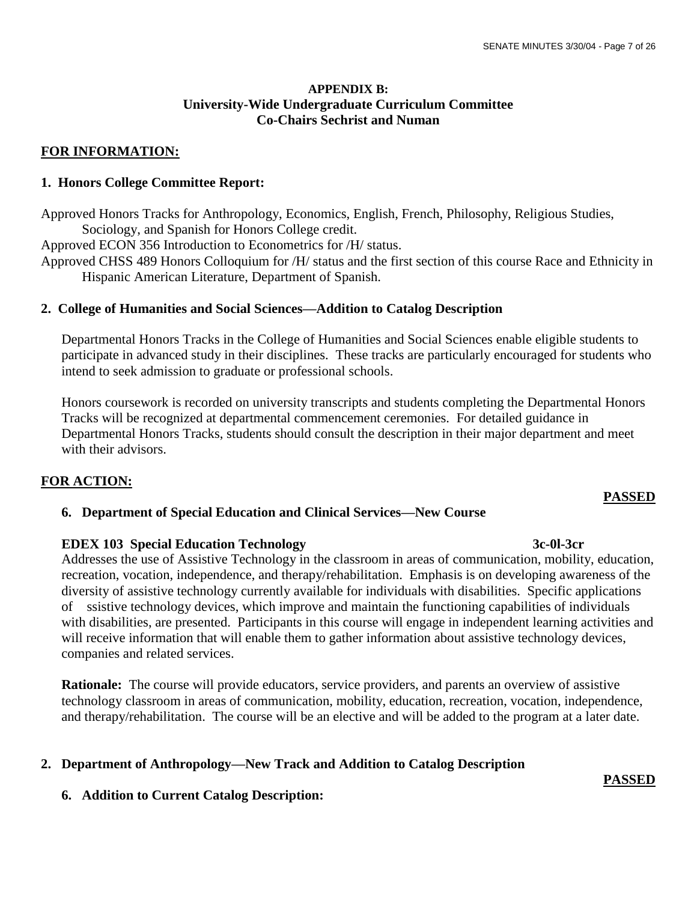### APPENDIX B:
### University-Wide Undergraduate Curriculum Committee
### Co-Chairs Sechrist and Numan

## FOR INFORMATION:

### 1. Honors College Committee Report:

Approved Honors Tracks for Anthropology, Economics, English, French, Philosophy, Religious Studies, Sociology, and Spanish for Honors College credit.

Approved ECON 356 Introduction to Econometrics for /H/ status.

Approved CHSS 489 Honors Colloquium for /H/ status and the first section of this course Race and Ethnicity in Hispanic American Literature, Department of Spanish.

### 2. College of Humanities and Social Sciences—Addition to Catalog Description

Departmental Honors Tracks in the College of Humanities and Social Sciences enable eligible students to participate in advanced study in their disciplines. These tracks are particularly encouraged for students who intend to seek admission to graduate or professional schools.

Honors coursework is recorded on university transcripts and students completing the Departmental Honors Tracks will be recognized at departmental commencement ceremonies. For detailed guidance in Departmental Honors Tracks, students should consult the description in their major department and meet with their advisors.

## FOR ACTION:

**PASSED**

### 6. Department of Special Education and Clinical Services—New Course

**EDEX 103 Special Education Technology** **3c-0l-3cr**

Addresses the use of Assistive Technology in the classroom in areas of communication, mobility, education, recreation, vocation, independence, and therapy/rehabilitation. Emphasis is on developing awareness of the diversity of assistive technology currently available for individuals with disabilities. Specific applications of ssistive technology devices, which improve and maintain the functioning capabilities of individuals with disabilities, are presented. Participants in this course will engage in independent learning activities and will receive information that will enable them to gather information about assistive technology devices, companies and related services.

**Rationale:** The course will provide educators, service providers, and parents an overview of assistive technology classroom in areas of communication, mobility, education, recreation, vocation, independence, and therapy/rehabilitation. The course will be an elective and will be added to the program at a later date.

### 2. Department of Anthropology—New Track and Addition to Catalog Description

**PASSED**

### 6. Addition to Current Catalog Description: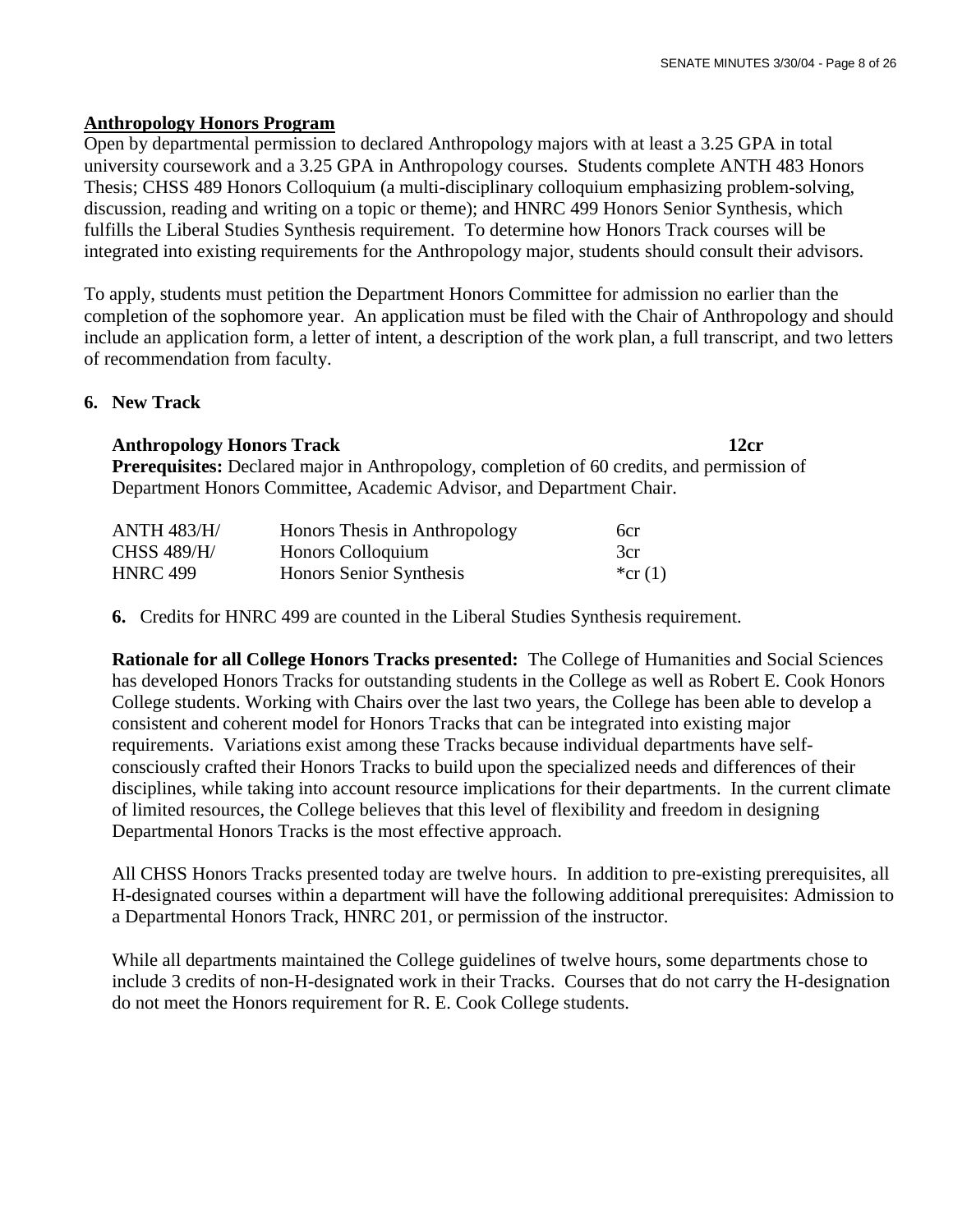**Anthropology Honors Program**

Open by departmental permission to declared Anthropology majors with at least a 3.25 GPA in total university coursework and a 3.25 GPA in Anthropology courses. Students complete ANTH 483 Honors Thesis; CHSS 489 Honors Colloquium (a multi-disciplinary colloquium emphasizing problem-solving, discussion, reading and writing on a topic or theme); and HNRC 499 Honors Senior Synthesis, which fulfills the Liberal Studies Synthesis requirement. To determine how Honors Track courses will be integrated into existing requirements for the Anthropology major, students should consult their advisors.

To apply, students must petition the Department Honors Committee for admission no earlier than the completion of the sophomore year. An application must be filed with the Chair of Anthropology and should include an application form, a letter of intent, a description of the work plan, a full transcript, and two letters of recommendation from faculty.

**6. New Track**

**Anthropology Honors Track** **12cr**

**Prerequisites:** Declared major in Anthropology, completion of 60 credits, and permission of Department Honors Committee, Academic Advisor, and Department Chair.

| | | |
|---|---|---|
| ANTH 483/H/ | Honors Thesis in Anthropology | 6cr |
| CHSS 489/H/ | Honors Colloquium | 3cr |
| HNRC 499 | Honors Senior Synthesis | *cr (1) |

**6.** Credits for HNRC 499 are counted in the Liberal Studies Synthesis requirement.

**Rationale for all College Honors Tracks presented:** The College of Humanities and Social Sciences has developed Honors Tracks for outstanding students in the College as well as Robert E. Cook Honors College students. Working with Chairs over the last two years, the College has been able to develop a consistent and coherent model for Honors Tracks that can be integrated into existing major requirements. Variations exist among these Tracks because individual departments have self-consciously crafted their Honors Tracks to build upon the specialized needs and differences of their disciplines, while taking into account resource implications for their departments. In the current climate of limited resources, the College believes that this level of flexibility and freedom in designing Departmental Honors Tracks is the most effective approach.

All CHSS Honors Tracks presented today are twelve hours. In addition to pre-existing prerequisites, all H-designated courses within a department will have the following additional prerequisites: Admission to a Departmental Honors Track, HNRC 201, or permission of the instructor.

While all departments maintained the College guidelines of twelve hours, some departments chose to include 3 credits of non-H-designated work in their Tracks. Courses that do not carry the H-designation do not meet the Honors requirement for R. E. Cook College students.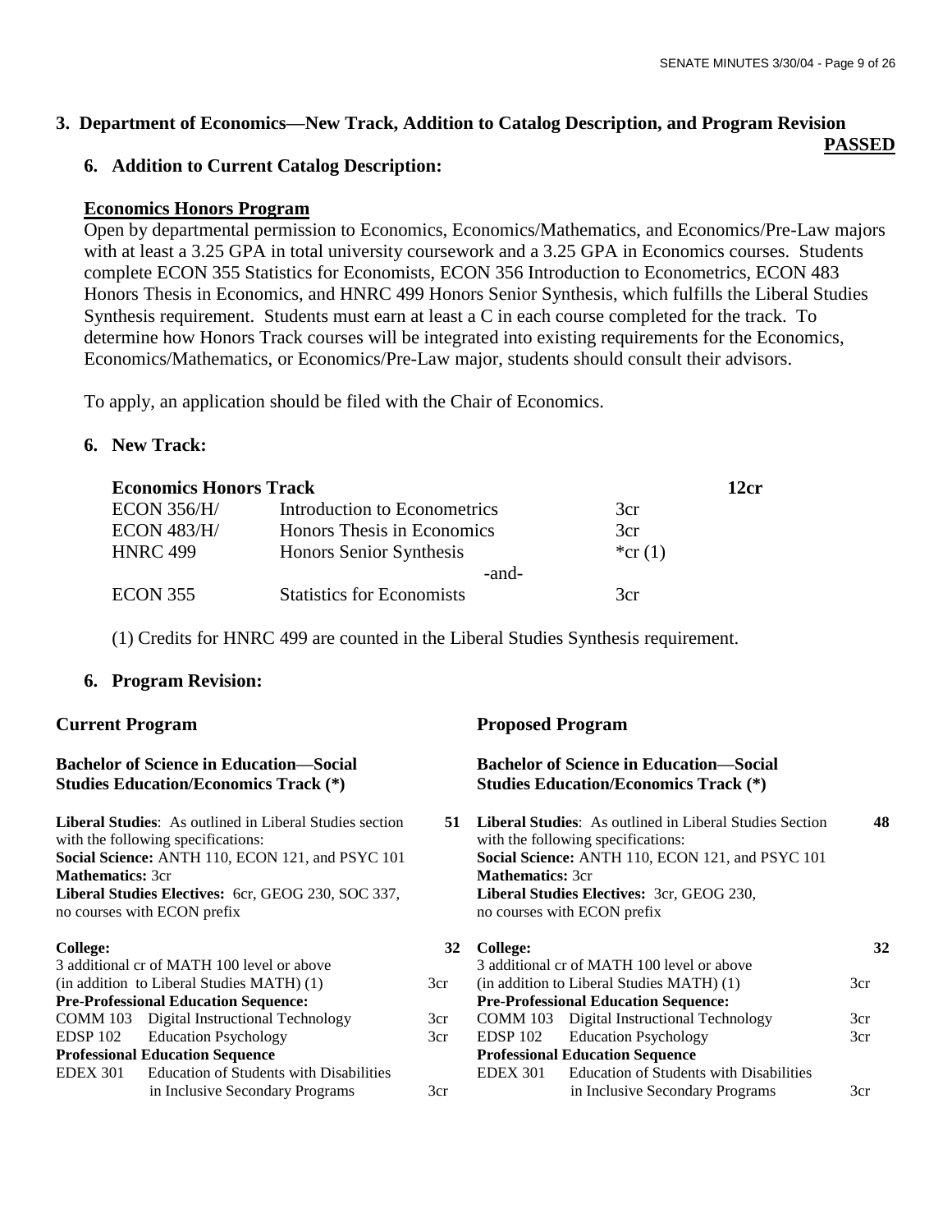## 3. Department of Economics—New Track, Addition to Catalog Description, and Program Revision

**PASSED**

### 6. Addition to Current Catalog Description:

**Economics Honors Program**

Open by departmental permission to Economics, Economics/Mathematics, and Economics/Pre-Law majors with at least a 3.25 GPA in total university coursework and a 3.25 GPA in Economics courses. Students complete ECON 355 Statistics for Economists, ECON 356 Introduction to Econometrics, ECON 483 Honors Thesis in Economics, and HNRC 499 Honors Senior Synthesis, which fulfills the Liberal Studies Synthesis requirement. Students must earn at least a C in each course completed for the track. To determine how Honors Track courses will be integrated into existing requirements for the Economics, Economics/Mathematics, or Economics/Pre-Law major, students should consult their advisors.

To apply, an application should be filed with the Chair of Economics.

### 6. New Track:

| **Economics Honors Track** | | | **12cr** |
|---|---|---|---|
| ECON 356/H/ | Introduction to Econometrics | 3cr | |
| ECON 483/H/ | Honors Thesis in Economics | 3cr | |
| HNRC 499 | Honors Senior Synthesis | *cr (1) | |
| | -and- | | |
| ECON 355 | Statistics for Economists | 3cr | |

(1) Credits for HNRC 499 are counted in the Liberal Studies Synthesis requirement.

### 6. Program Revision:

**Current Program**

**Bachelor of Science in Education—Social Studies Education/Economics Track (*)**

**Liberal Studies**: As outlined in Liberal Studies section with the following specifications: **51**
**Social Science:** ANTH 110, ECON 121, and PSYC 101
**Mathematics:** 3cr
**Liberal Studies Electives:** 6cr, GEOG 230, SOC 337, no courses with ECON prefix

**College:** **32**

| | | |
|---|---|---|
| 3 additional cr of MATH 100 level or above (in addition to Liberal Studies MATH) (1) | | 3cr |
| **Pre-Professional Education Sequence:** | | |
| COMM 103 | Digital Instructional Technology | 3cr |
| EDSP 102 | Education Psychology | 3cr |
| **Professional Education Sequence** | | |
| EDEX 301 | Education of Students with Disabilities in Inclusive Secondary Programs | 3cr |

**Proposed Program**

**Bachelor of Science in Education—Social Studies Education/Economics Track (*)**

**Liberal Studies**: As outlined in Liberal Studies Section with the following specifications: **48**
**Social Science:** ANTH 110, ECON 121, and PSYC 101
**Mathematics:** 3cr
**Liberal Studies Electives:** 3cr, GEOG 230, no courses with ECON prefix

**College:** **32**

| | | |
|---|---|---|
| 3 additional cr of MATH 100 level or above (in addition to Liberal Studies MATH) (1) | | 3cr |
| **Pre-Professional Education Sequence:** | | |
| COMM 103 | Digital Instructional Technology | 3cr |
| EDSP 102 | Education Psychology | 3cr |
| **Professional Education Sequence** | | |
| EDEX 301 | Education of Students with Disabilities in Inclusive Secondary Programs | 3cr |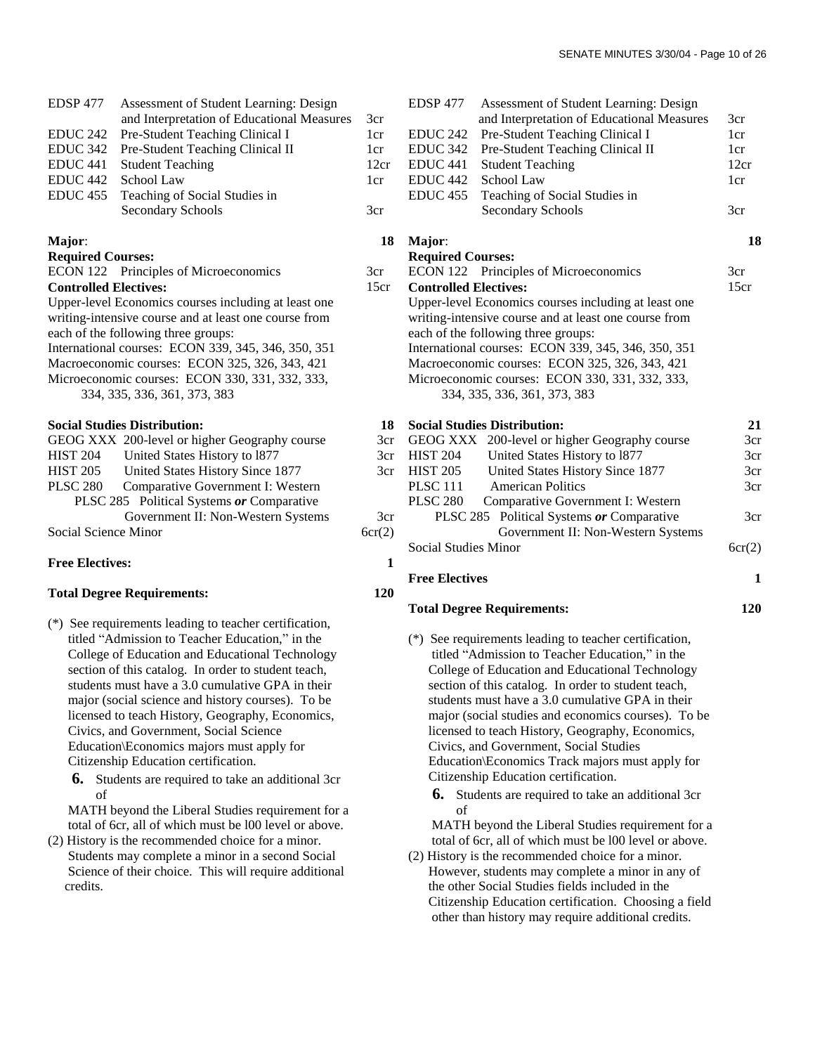| | | |
|---|---|---|
| EDSP 477 | Assessment of Student Learning: Design and Interpretation of Educational Measures | 3cr |
| EDUC 242 | Pre-Student Teaching Clinical I | 1cr |
| EDUC 342 | Pre-Student Teaching Clinical II | 1cr |
| EDUC 441 | Student Teaching | 12cr |
| EDUC 442 | School Law | 1cr |
| EDUC 455 | Teaching of Social Studies in Secondary Schools | 3cr |

**Major**: **18**

**Required Courses:**

ECON 122 Principles of Microeconomics 3cr

**Controlled Electives:** 15cr

Upper-level Economics courses including at least one writing-intensive course and at least one course from each of the following three groups:
International courses: ECON 339, 345, 346, 350, 351
Macroeconomic courses: ECON 325, 326, 343, 421
Microeconomic courses: ECON 330, 331, 332, 333, 334, 335, 336, 361, 373, 383

**Social Studies Distribution:** **18**

| | | |
|---|---|---|
| GEOG XXX | 200-level or higher Geography course | 3cr |
| HIST 204 | United States History to l877 | 3cr |
| HIST 205 | United States History Since 1877 | 3cr |
| PLSC 280 | Comparative Government I: Western PLSC 285 Political Systems ***or*** Comparative Government II: Non-Western Systems | 3cr |
| Social Science Minor | | 6cr(2) |

**Free Electives:** **1**

**Total Degree Requirements:** **120**

(*) See requirements leading to teacher certification, titled "Admission to Teacher Education," in the College of Education and Educational Technology section of this catalog. In order to student teach, students must have a 3.0 cumulative GPA in their major (social science and history courses). To be licensed to teach History, Geography, Economics, Civics, and Government, Social Science Education\Economics majors must apply for Citizenship Education certification.

**6.** Students are required to take an additional 3cr of MATH beyond the Liberal Studies requirement for a total of 6cr, all of which must be l00 level or above.

(2) History is the recommended choice for a minor. Students may complete a minor in a second Social Science of their choice. This will require additional credits.

| | | |
|---|---|---|
| EDSP 477 | Assessment of Student Learning: Design and Interpretation of Educational Measures | 3cr |
| EDUC 242 | Pre-Student Teaching Clinical I | 1cr |
| EDUC 342 | Pre-Student Teaching Clinical II | 1cr |
| EDUC 441 | Student Teaching | 12cr |
| EDUC 442 | School Law | 1cr |
| EDUC 455 | Teaching of Social Studies in Secondary Schools | 3cr |

**Major**: **18**

**Required Courses:**

ECON 122 Principles of Microeconomics 3cr

**Controlled Electives:** 15cr

Upper-level Economics courses including at least one writing-intensive course and at least one course from each of the following three groups:
International courses: ECON 339, 345, 346, 350, 351
Macroeconomic courses: ECON 325, 326, 343, 421
Microeconomic courses: ECON 330, 331, 332, 333, 334, 335, 336, 361, 373, 383

**Social Studies Distribution:** **21**

| | | |
|---|---|---|
| GEOG XXX | 200-level or higher Geography course | 3cr |
| HIST 204 | United States History to l877 | 3cr |
| HIST 205 | United States History Since 1877 | 3cr |
| PLSC 111 | American Politics | 3cr |
| PLSC 280 | Comparative Government I: Western PLSC 285 Political Systems ***or*** Comparative Government II: Non-Western Systems | 3cr |
| Social Studies Minor | | 6cr(2) |

**Free Electives** **1**

**Total Degree Requirements:** **120**

(*) See requirements leading to teacher certification, titled "Admission to Teacher Education," in the College of Education and Educational Technology section of this catalog. In order to student teach, students must have a 3.0 cumulative GPA in their major (social studies and economics courses). To be licensed to teach History, Geography, Economics, Civics, and Government, Social Studies Education\Economics Track majors must apply for Citizenship Education certification.

**6.** Students are required to take an additional 3cr of MATH beyond the Liberal Studies requirement for a total of 6cr, all of which must be l00 level or above.

(2) History is the recommended choice for a minor. However, students may complete a minor in any of the other Social Studies fields included in the Citizenship Education certification. Choosing a field other than history may require additional credits.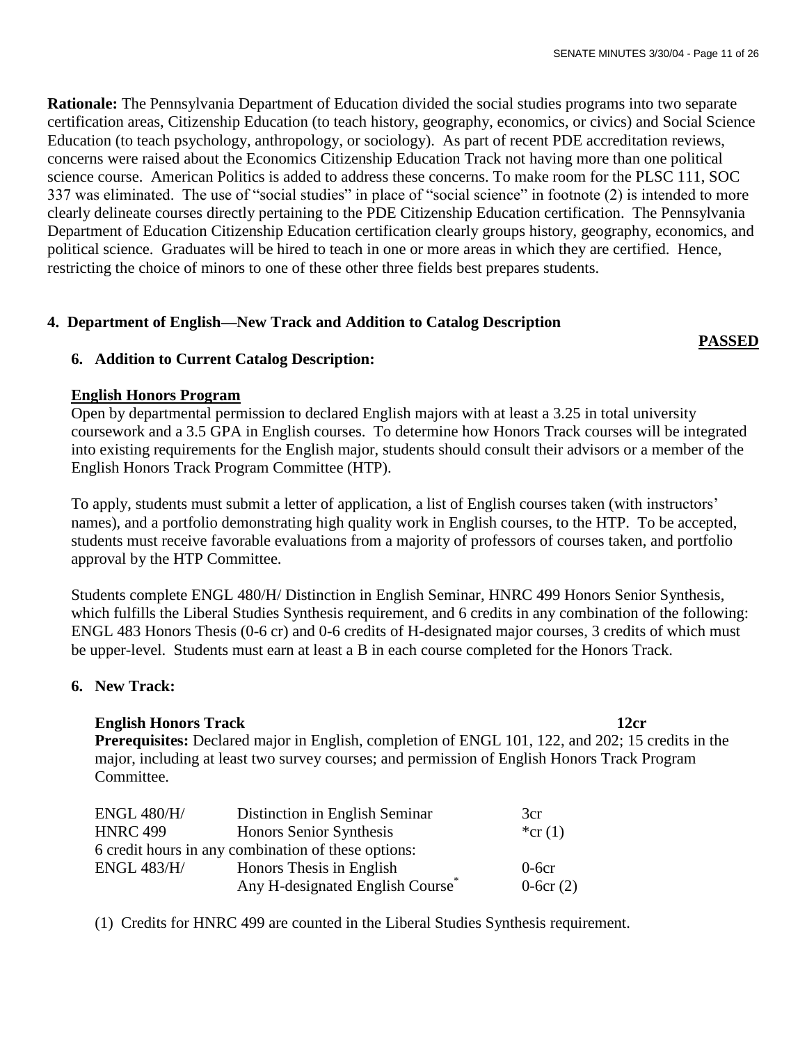**Rationale:** The Pennsylvania Department of Education divided the social studies programs into two separate certification areas, Citizenship Education (to teach history, geography, economics, or civics) and Social Science Education (to teach psychology, anthropology, or sociology). As part of recent PDE accreditation reviews, concerns were raised about the Economics Citizenship Education Track not having more than one political science course. American Politics is added to address these concerns. To make room for the PLSC 111, SOC 337 was eliminated. The use of "social studies" in place of "social science" in footnote (2) is intended to more clearly delineate courses directly pertaining to the PDE Citizenship Education certification. The Pennsylvania Department of Education Citizenship Education certification clearly groups history, geography, economics, and political science. Graduates will be hired to teach in one or more areas in which they are certified. Hence, restricting the choice of minors to one of these other three fields best prepares students.

**4. Department of English—New Track and Addition to Catalog Description**

**PASSED**

**6. Addition to Current Catalog Description:**

**English Honors Program**

Open by departmental permission to declared English majors with at least a 3.25 in total university coursework and a 3.5 GPA in English courses. To determine how Honors Track courses will be integrated into existing requirements for the English major, students should consult their advisors or a member of the English Honors Track Program Committee (HTP).

To apply, students must submit a letter of application, a list of English courses taken (with instructors' names), and a portfolio demonstrating high quality work in English courses, to the HTP. To be accepted, students must receive favorable evaluations from a majority of professors of courses taken, and portfolio approval by the HTP Committee.

Students complete ENGL 480/H/ Distinction in English Seminar, HNRC 499 Honors Senior Synthesis, which fulfills the Liberal Studies Synthesis requirement, and 6 credits in any combination of the following: ENGL 483 Honors Thesis (0-6 cr) and 0-6 credits of H-designated major courses, 3 credits of which must be upper-level. Students must earn at least a B in each course completed for the Honors Track.

**6. New Track:**

**English Honors Track** **12cr**

**Prerequisites:** Declared major in English, completion of ENGL 101, 122, and 202; 15 credits in the major, including at least two survey courses; and permission of English Honors Track Program Committee.

| | | |
|---|---|---|
| ENGL 480/H/ | Distinction in English Seminar | 3cr |
| HNRC 499 | Honors Senior Synthesis | *cr (1) |
| 6 credit hours in any combination of these options: | | |
| ENGL 483/H/ | Honors Thesis in English | 0-6cr |
| | Any H-designated English Course* | 0-6cr (2) |

(1) Credits for HNRC 499 are counted in the Liberal Studies Synthesis requirement.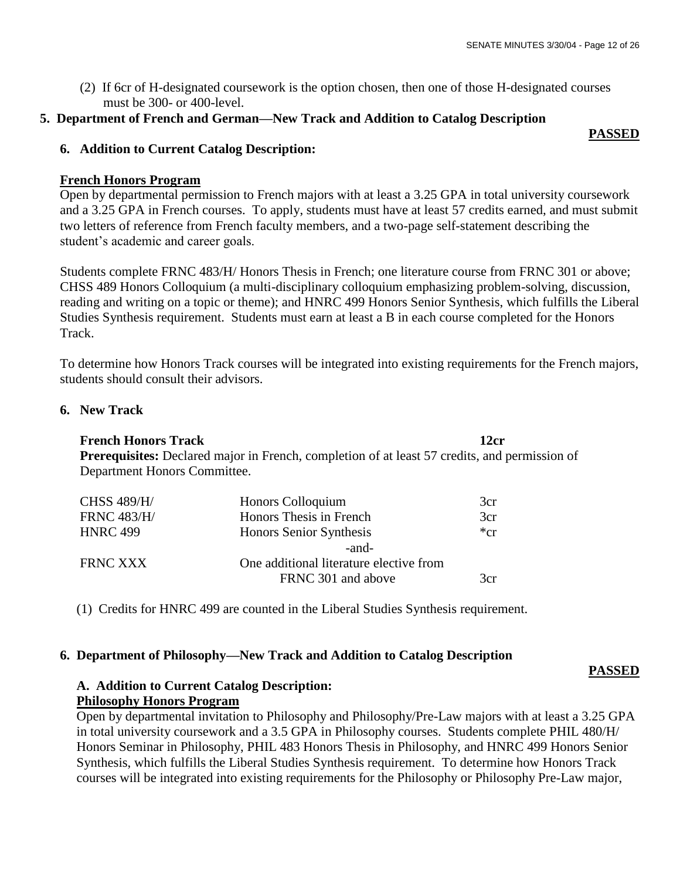(2) If 6cr of H-designated coursework is the option chosen, then one of those H-designated courses must be 300- or 400-level.

**5. Department of French and German—New Track and Addition to Catalog Description**

**PASSED**

**6. Addition to Current Catalog Description:**

**French Honors Program**

Open by departmental permission to French majors with at least a 3.25 GPA in total university coursework and a 3.25 GPA in French courses. To apply, students must have at least 57 credits earned, and must submit two letters of reference from French faculty members, and a two-page self-statement describing the student's academic and career goals.

Students complete FRNC 483/H/ Honors Thesis in French; one literature course from FRNC 301 or above; CHSS 489 Honors Colloquium (a multi-disciplinary colloquium emphasizing problem-solving, discussion, reading and writing on a topic or theme); and HNRC 499 Honors Senior Synthesis, which fulfills the Liberal Studies Synthesis requirement. Students must earn at least a B in each course completed for the Honors Track.

To determine how Honors Track courses will be integrated into existing requirements for the French majors, students should consult their advisors.

**6. New Track**

**French Honors Track** **12cr**

**Prerequisites:** Declared major in French, completion of at least 57 credits, and permission of Department Honors Committee.

| | | |
|---|---|---|
| CHSS 489/H/ | Honors Colloquium | 3cr |
| FRNC 483/H/ | Honors Thesis in French | 3cr |
| HNRC 499 | Honors Senior Synthesis | *cr |
| | -and- | |
| FRNC XXX | One additional literature elective from FRNC 301 and above | 3cr |

(1) Credits for HNRC 499 are counted in the Liberal Studies Synthesis requirement.

**6. Department of Philosophy—New Track and Addition to Catalog Description**

**PASSED**

**A. Addition to Current Catalog Description:**

**Philosophy Honors Program**

Open by departmental invitation to Philosophy and Philosophy/Pre-Law majors with at least a 3.25 GPA in total university coursework and a 3.5 GPA in Philosophy courses. Students complete PHIL 480/H/ Honors Seminar in Philosophy, PHIL 483 Honors Thesis in Philosophy, and HNRC 499 Honors Senior Synthesis, which fulfills the Liberal Studies Synthesis requirement. To determine how Honors Track courses will be integrated into existing requirements for the Philosophy or Philosophy Pre-Law major,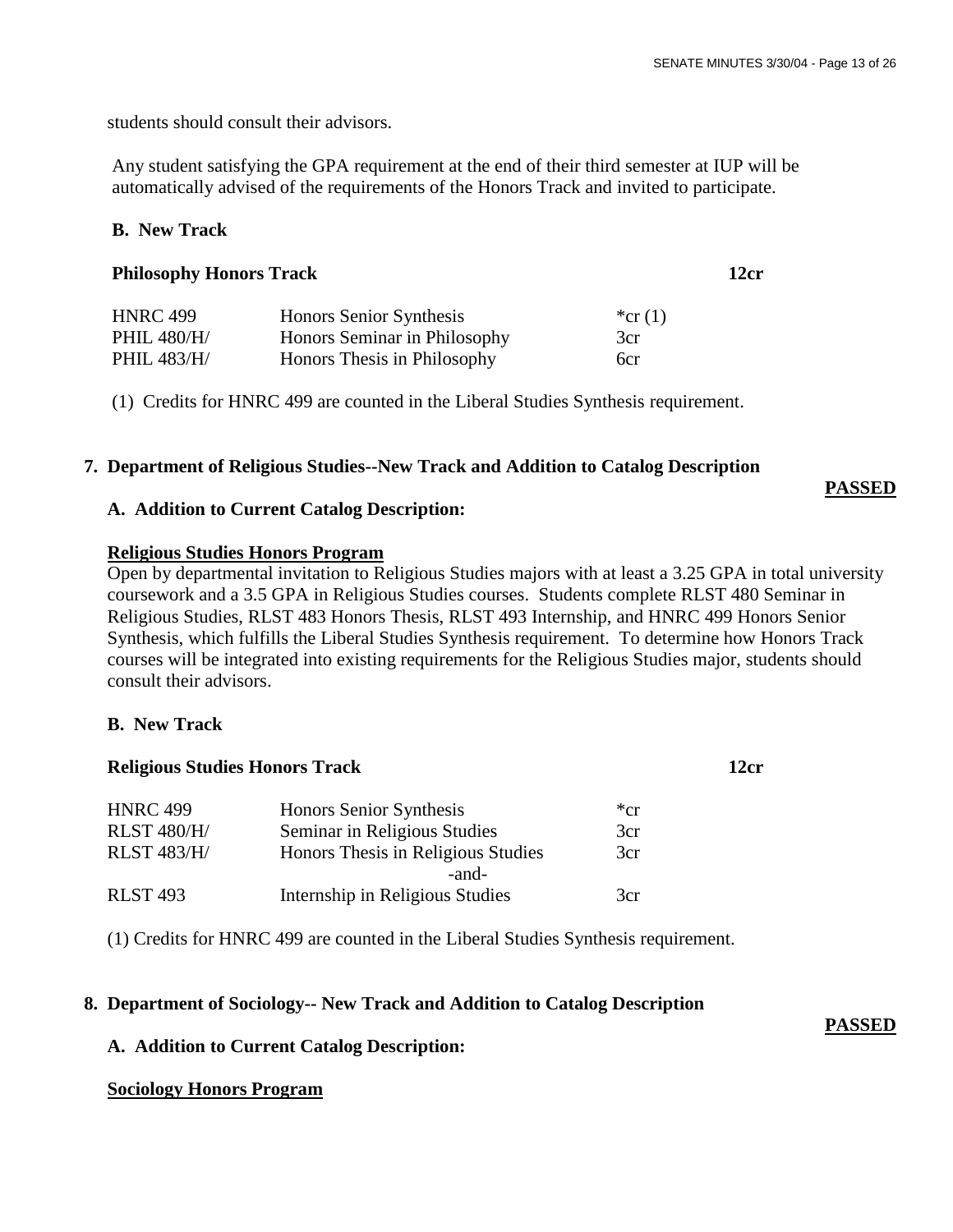students should consult their advisors.

Any student satisfying the GPA requirement at the end of their third semester at IUP will be automatically advised of the requirements of the Honors Track and invited to participate.

**B. New Track**

**Philosophy Honors Track** **12cr**

| | | |
|---|---|---|
| HNRC 499 | Honors Senior Synthesis | *cr (1) |
| PHIL 480/H/ | Honors Seminar in Philosophy | 3cr |
| PHIL 483/H/ | Honors Thesis in Philosophy | 6cr |

(1) Credits for HNRC 499 are counted in the Liberal Studies Synthesis requirement.

## 7. Department of Religious Studies--New Track and Addition to Catalog Description

**PASSED**

**A. Addition to Current Catalog Description:**

**Religious Studies Honors Program**

Open by departmental invitation to Religious Studies majors with at least a 3.25 GPA in total university coursework and a 3.5 GPA in Religious Studies courses. Students complete RLST 480 Seminar in Religious Studies, RLST 483 Honors Thesis, RLST 493 Internship, and HNRC 499 Honors Senior Synthesis, which fulfills the Liberal Studies Synthesis requirement. To determine how Honors Track courses will be integrated into existing requirements for the Religious Studies major, students should consult their advisors.

**B. New Track**

**Religious Studies Honors Track** **12cr**

| | | |
|---|---|---|
| HNRC 499 | Honors Senior Synthesis | *cr |
| RLST 480/H/ | Seminar in Religious Studies | 3cr |
| RLST 483/H/ | Honors Thesis in Religious Studies | 3cr |
| | -and- | |
| RLST 493 | Internship in Religious Studies | 3cr |

(1) Credits for HNRC 499 are counted in the Liberal Studies Synthesis requirement.

## 8. Department of Sociology-- New Track and Addition to Catalog Description

**PASSED**

**A. Addition to Current Catalog Description:**

**Sociology Honors Program**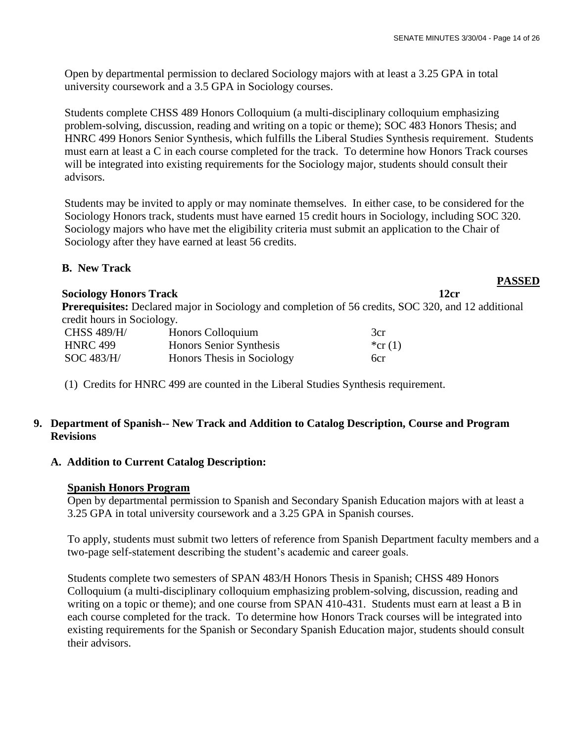Open by departmental permission to declared Sociology majors with at least a 3.25 GPA in total university coursework and a 3.5 GPA in Sociology courses.

Students complete CHSS 489 Honors Colloquium (a multi-disciplinary colloquium emphasizing problem-solving, discussion, reading and writing on a topic or theme); SOC 483 Honors Thesis; and HNRC 499 Honors Senior Synthesis, which fulfills the Liberal Studies Synthesis requirement. Students must earn at least a C in each course completed for the track. To determine how Honors Track courses will be integrated into existing requirements for the Sociology major, students should consult their advisors.

Students may be invited to apply or may nominate themselves. In either case, to be considered for the Sociology Honors track, students must have earned 15 credit hours in Sociology, including SOC 320. Sociology majors who have met the eligibility criteria must submit an application to the Chair of Sociology after they have earned at least 56 credits.

**B. New Track**

**PASSED**

**Sociology Honors Track** **12cr**

**Prerequisites:** Declared major in Sociology and completion of 56 credits, SOC 320, and 12 additional credit hours in Sociology.

| | | |
|---|---|---|
| CHSS 489/H/ | Honors Colloquium | 3cr |
| HNRC 499 | Honors Senior Synthesis | *cr (1) |
| SOC 483/H/ | Honors Thesis in Sociology | 6cr |

(1) Credits for HNRC 499 are counted in the Liberal Studies Synthesis requirement.

## 9. Department of Spanish-- New Track and Addition to Catalog Description, Course and Program Revisions

### A. Addition to Current Catalog Description:

**Spanish Honors Program**

Open by departmental permission to Spanish and Secondary Spanish Education majors with at least a 3.25 GPA in total university coursework and a 3.25 GPA in Spanish courses.

To apply, students must submit two letters of reference from Spanish Department faculty members and a two-page self-statement describing the student's academic and career goals.

Students complete two semesters of SPAN 483/H Honors Thesis in Spanish; CHSS 489 Honors Colloquium (a multi-disciplinary colloquium emphasizing problem-solving, discussion, reading and writing on a topic or theme); and one course from SPAN 410-431. Students must earn at least a B in each course completed for the track. To determine how Honors Track courses will be integrated into existing requirements for the Spanish or Secondary Spanish Education major, students should consult their advisors.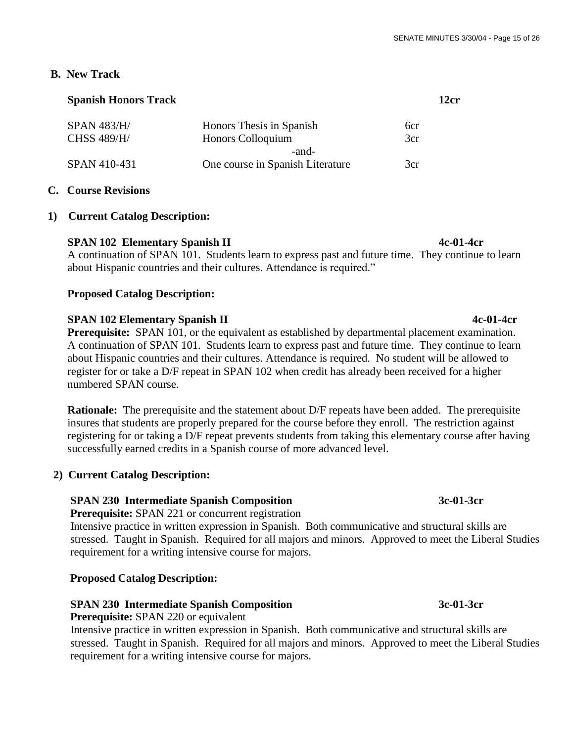**B. New Track**

| **Spanish Honors Track** | | | **12cr** |
|---|---|---|---|
| SPAN 483/H/ | Honors Thesis in Spanish | 6cr | |
| CHSS 489/H/ | Honors Colloquium | 3cr | |
| | -and- | | |
| SPAN 410-431 | One course in Spanish Literature | 3cr | |

**C. Course Revisions**

**1) Current Catalog Description:**

**SPAN 102 Elementary Spanish II** **4c-01-4cr**

A continuation of SPAN 101. Students learn to express past and future time. They continue to learn about Hispanic countries and their cultures. Attendance is required."

**Proposed Catalog Description:**

**SPAN 102 Elementary Spanish II** **4c-01-4cr**

**Prerequisite:** SPAN 101, or the equivalent as established by departmental placement examination. A continuation of SPAN 101. Students learn to express past and future time. They continue to learn about Hispanic countries and their cultures. Attendance is required. No student will be allowed to register for or take a D/F repeat in SPAN 102 when credit has already been received for a higher numbered SPAN course.

**Rationale:** The prerequisite and the statement about D/F repeats have been added. The prerequisite insures that students are properly prepared for the course before they enroll. The restriction against registering for or taking a D/F repeat prevents students from taking this elementary course after having successfully earned credits in a Spanish course of more advanced level.

**2) Current Catalog Description:**

**SPAN 230 Intermediate Spanish Composition** **3c-01-3cr**

**Prerequisite:** SPAN 221 or concurrent registration

Intensive practice in written expression in Spanish. Both communicative and structural skills are stressed. Taught in Spanish. Required for all majors and minors. Approved to meet the Liberal Studies requirement for a writing intensive course for majors.

**Proposed Catalog Description:**

**SPAN 230 Intermediate Spanish Composition** **3c-01-3cr**

**Prerequisite:** SPAN 220 or equivalent

Intensive practice in written expression in Spanish. Both communicative and structural skills are stressed. Taught in Spanish. Required for all majors and minors. Approved to meet the Liberal Studies requirement for a writing intensive course for majors.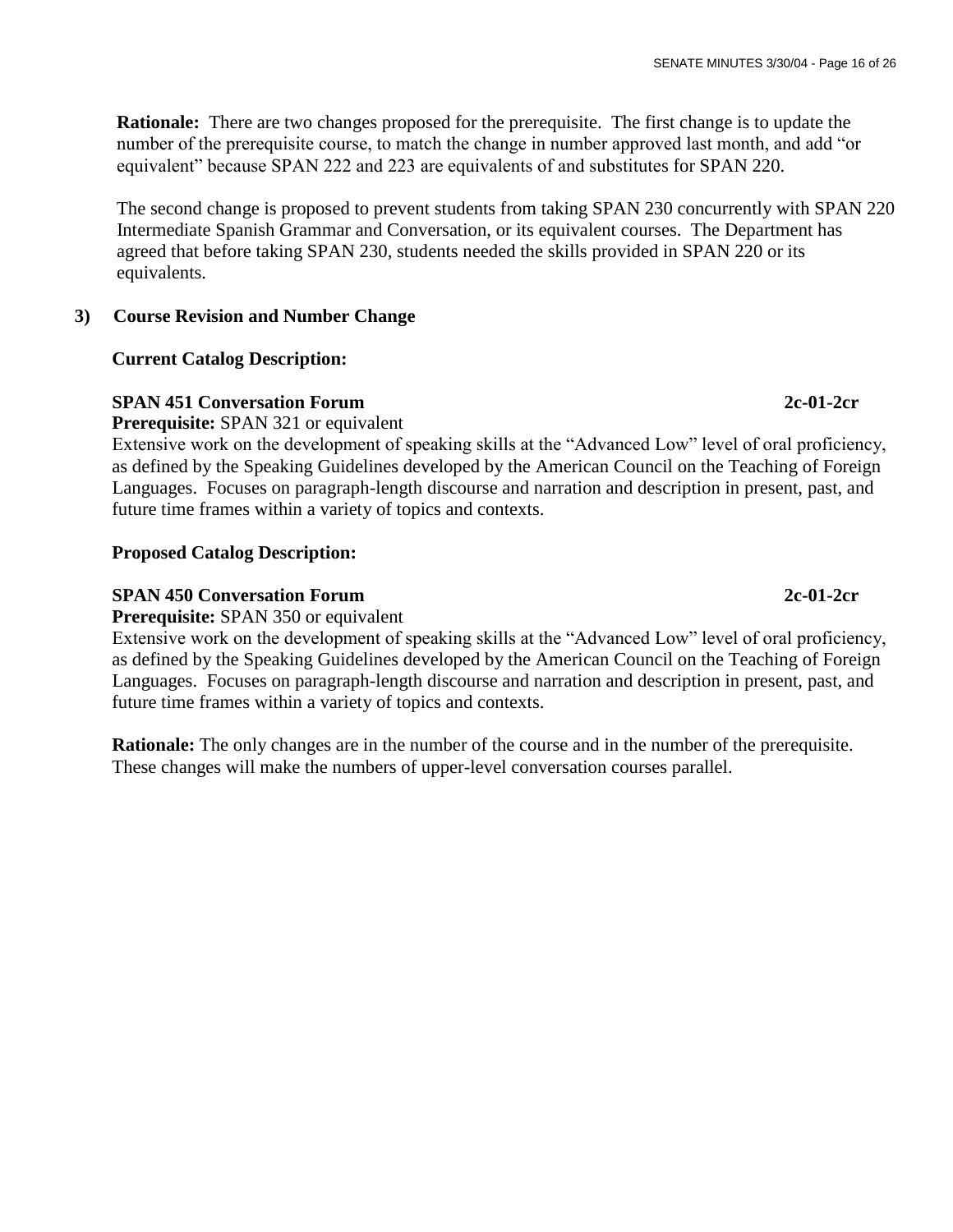**Rationale:** There are two changes proposed for the prerequisite. The first change is to update the number of the prerequisite course, to match the change in number approved last month, and add "or equivalent" because SPAN 222 and 223 are equivalents of and substitutes for SPAN 220.

The second change is proposed to prevent students from taking SPAN 230 concurrently with SPAN 220 Intermediate Spanish Grammar and Conversation, or its equivalent courses. The Department has agreed that before taking SPAN 230, students needed the skills provided in SPAN 220 or its equivalents.

**3) Course Revision and Number Change**

**Current Catalog Description:**

**SPAN 451 Conversation Forum** **2c-01-2cr**
**Prerequisite:** SPAN 321 or equivalent
Extensive work on the development of speaking skills at the "Advanced Low" level of oral proficiency, as defined by the Speaking Guidelines developed by the American Council on the Teaching of Foreign Languages. Focuses on paragraph-length discourse and narration and description in present, past, and future time frames within a variety of topics and contexts.

**Proposed Catalog Description:**

**SPAN 450 Conversation Forum** **2c-01-2cr**
**Prerequisite:** SPAN 350 or equivalent
Extensive work on the development of speaking skills at the "Advanced Low" level of oral proficiency, as defined by the Speaking Guidelines developed by the American Council on the Teaching of Foreign Languages. Focuses on paragraph-length discourse and narration and description in present, past, and future time frames within a variety of topics and contexts.

**Rationale:** The only changes are in the number of the course and in the number of the prerequisite. These changes will make the numbers of upper-level conversation courses parallel.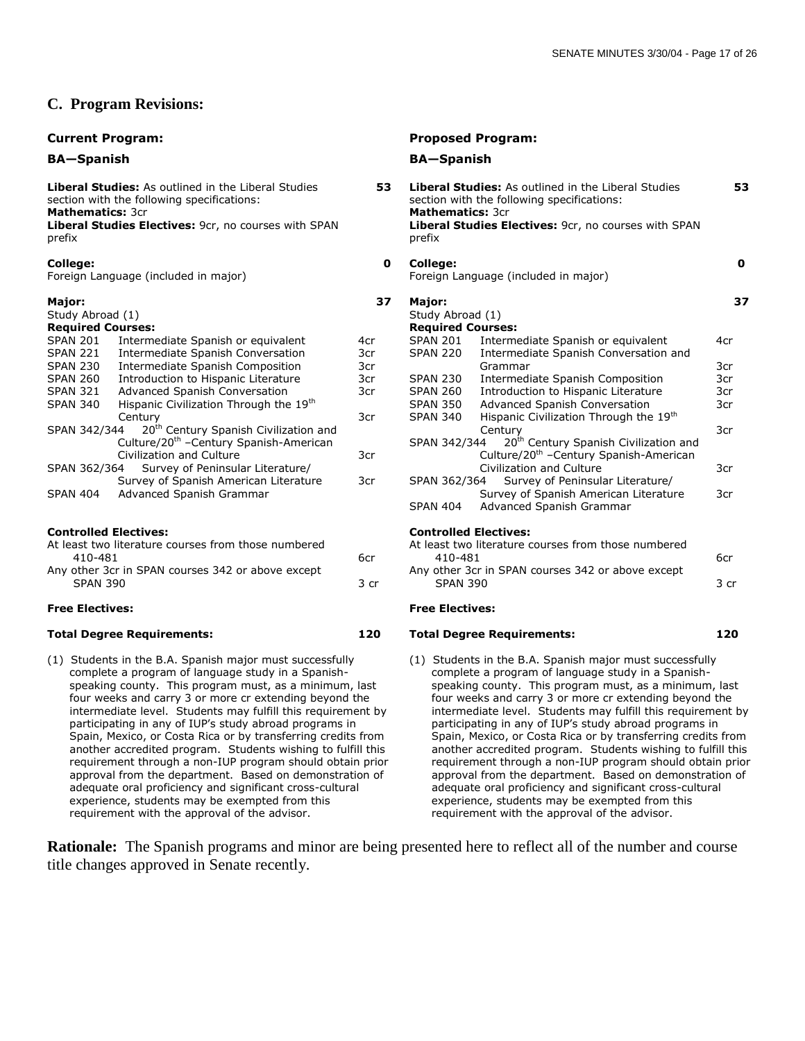## C. Program Revisions:

### Current Program:

**BA—Spanish**

| | | |
|---|---|---|
| **Liberal Studies:** As outlined in the Liberal Studies section with the following specifications: **Mathematics:** 3cr **Liberal Studies Electives:** 9cr, no courses with SPAN prefix | | **53** |
| **College:** Foreign Language (included in major) | | **0** |
| **Major:** Study Abroad (1) | | **37** |
| **Required Courses:** | | |
| SPAN 201 | Intermediate Spanish or equivalent | 4cr |
| SPAN 221 | Intermediate Spanish Conversation | 3cr |
| SPAN 230 | Intermediate Spanish Composition | 3cr |
| SPAN 260 | Introduction to Hispanic Literature | 3cr |
| SPAN 321 | Advanced Spanish Conversation | 3cr |
| SPAN 340 | Hispanic Civilization Through the 19th Century | 3cr |
| SPAN 342/344 | 20th Century Spanish Civilization and Culture/20th –Century Spanish-American Civilization and Culture | 3cr |
| SPAN 362/364 | Survey of Peninsular Literature/ Survey of Spanish American Literature | 3cr |
| SPAN 404 | Advanced Spanish Grammar | |
| **Controlled Electives:** | | |
| At least two literature courses from those numbered 410-481 | | 6cr |
| Any other 3cr in SPAN courses 342 or above except SPAN 390 | | 3 cr |
| **Free Electives:** | | |
| **Total Degree Requirements:** | | **120** |

(1) Students in the B.A. Spanish major must successfully complete a program of language study in a Spanish-speaking county. This program must, as a minimum, last four weeks and carry 3 or more cr extending beyond the intermediate level. Students may fulfill this requirement by participating in any of IUP's study abroad programs in Spain, Mexico, or Costa Rica or by transferring credits from another accredited program. Students wishing to fulfill this requirement through a non-IUP program should obtain prior approval from the department. Based on demonstration of adequate oral proficiency and significant cross-cultural experience, students may be exempted from this requirement with the approval of the advisor.

### Proposed Program:

**BA—Spanish**

| | | |
|---|---|---|
| **Liberal Studies:** As outlined in the Liberal Studies section with the following specifications: **Mathematics:** 3cr **Liberal Studies Electives:** 9cr, no courses with SPAN prefix | | **53** |
| **College:** Foreign Language (included in major) | | **0** |
| **Major:** Study Abroad (1) | | **37** |
| **Required Courses:** | | |
| SPAN 201 | Intermediate Spanish or equivalent | 4cr |
| SPAN 220 | Intermediate Spanish Conversation and Grammar | 3cr |
| SPAN 230 | Intermediate Spanish Composition | 3cr |
| SPAN 260 | Introduction to Hispanic Literature | 3cr |
| SPAN 350 | Advanced Spanish Conversation | 3cr |
| SPAN 340 | Hispanic Civilization Through the 19th Century | 3cr |
| SPAN 342/344 | 20th Century Spanish Civilization and Culture/20th –Century Spanish-American Civilization and Culture | 3cr |
| SPAN 362/364 | Survey of Peninsular Literature/ Survey of Spanish American Literature | 3cr |
| SPAN 404 | Advanced Spanish Grammar | |
| **Controlled Electives:** | | |
| At least two literature courses from those numbered 410-481 | | 6cr |
| Any other 3cr in SPAN courses 342 or above except SPAN 390 | | 3 cr |
| **Free Electives:** | | |
| **Total Degree Requirements:** | | **120** |

(1) Students in the B.A. Spanish major must successfully complete a program of language study in a Spanish-speaking county. This program must, as a minimum, last four weeks and carry 3 or more cr extending beyond the intermediate level. Students may fulfill this requirement by participating in any of IUP's study abroad programs in Spain, Mexico, or Costa Rica or by transferring credits from another accredited program. Students wishing to fulfill this requirement through a non-IUP program should obtain prior approval from the department. Based on demonstration of adequate oral proficiency and significant cross-cultural experience, students may be exempted from this requirement with the approval of the advisor.

**Rationale:** The Spanish programs and minor are being presented here to reflect all of the number and course title changes approved in Senate recently.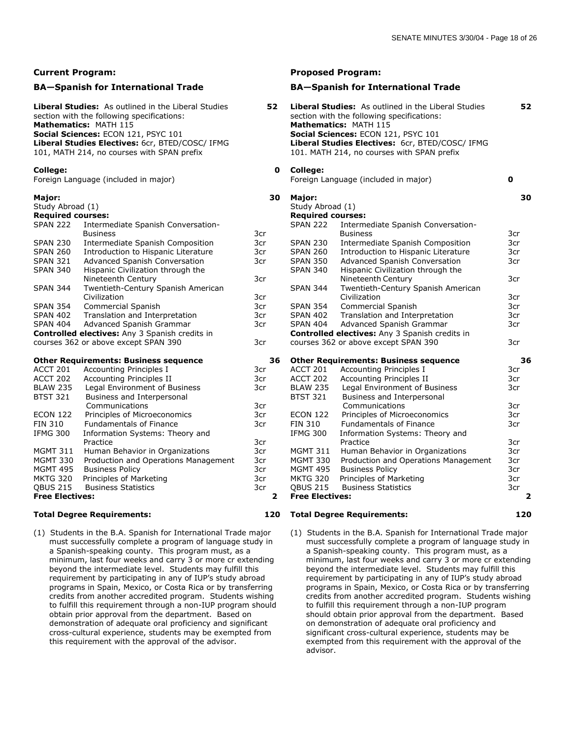## Current Program:

### BA—Spanish for International Trade

**Liberal Studies:** As outlined in the Liberal Studies section with the following specifications: **52**
**Mathematics:** MATH 115
**Social Sciences:** ECON 121, PSYC 101
**Liberal Studies Electives:** 6cr, BTED/COSC/ IFMG 101, MATH 214, no courses with SPAN prefix

**College:** **0**
Foreign Language (included in major)

**Major:** **30**
Study Abroad (1)

**Required courses:**

| | | |
|---|---|---|
| SPAN 222 | Intermediate Spanish Conversation-Business | 3cr |
| SPAN 230 | Intermediate Spanish Composition | 3cr |
| SPAN 260 | Introduction to Hispanic Literature | 3cr |
| SPAN 321 | Advanced Spanish Conversation | 3cr |
| SPAN 340 | Hispanic Civilization through the Nineteenth Century | 3cr |
| SPAN 344 | Twentieth-Century Spanish American Civilization | 3cr |
| SPAN 354 | Commercial Spanish | 3cr |
| SPAN 402 | Translation and Interpretation | 3cr |
| SPAN 404 | Advanced Spanish Grammar | 3cr |

**Controlled electives:** Any 3 Spanish credits in courses 362 or above except SPAN 390 — 3cr

**Other Requirements: Business sequence** **36**

| | | |
|---|---|---|
| ACCT 201 | Accounting Principles I | 3cr |
| ACCT 202 | Accounting Principles II | 3cr |
| BLAW 235 | Legal Environment of Business | 3cr |
| BTST 321 | Business and Interpersonal Communications | 3cr |
| ECON 122 | Principles of Microeconomics | 3cr |
| FIN 310 | Fundamentals of Finance | 3cr |
| IFMG 300 | Information Systems: Theory and Practice | 3cr |
| MGMT 311 | Human Behavior in Organizations | 3cr |
| MGMT 330 | Production and Operations Management | 3cr |
| MGMT 495 | Business Policy | 3cr |
| MKTG 320 | Principles of Marketing | 3cr |
| QBUS 215 | Business Statistics | 3cr |

**Free Electives:** **2**

**Total Degree Requirements:** **120**

(1) Students in the B.A. Spanish for International Trade major must successfully complete a program of language study in a Spanish-speaking county. This program must, as a minimum, last four weeks and carry 3 or more cr extending beyond the intermediate level. Students may fulfill this requirement by participating in any of IUP's study abroad programs in Spain, Mexico, or Costa Rica or by transferring credits from another accredited program. Students wishing to fulfill this requirement through a non-IUP program should obtain prior approval from the department. Based on demonstration of adequate oral proficiency and significant cross-cultural experience, students may be exempted from this requirement with the approval of the advisor.

## Proposed Program:

### BA—Spanish for International Trade

**Liberal Studies:** As outlined in the Liberal Studies section with the following specifications: **52**
**Mathematics:** MATH 115
**Social Sciences:** ECON 121, PSYC 101
**Liberal Studies Electives:** 6cr, BTED/COSC/ IFMG 101. MATH 214, no courses with SPAN prefix

**College:**
Foreign Language (included in major) **0**

**Major:** **30**
Study Abroad (1)

**Required courses:**

| | | |
|---|---|---|
| SPAN 222 | Intermediate Spanish Conversation-Business | 3cr |
| SPAN 230 | Intermediate Spanish Composition | 3cr |
| SPAN 260 | Introduction to Hispanic Literature | 3cr |
| SPAN 350 | Advanced Spanish Conversation | 3cr |
| SPAN 340 | Hispanic Civilization through the Nineteenth Century | 3cr |
| SPAN 344 | Twentieth-Century Spanish American Civilization | 3cr |
| SPAN 354 | Commercial Spanish | 3cr |
| SPAN 402 | Translation and Interpretation | 3cr |
| SPAN 404 | Advanced Spanish Grammar | 3cr |

**Controlled electives:** Any 3 Spanish credits in courses 362 or above except SPAN 390 — 3cr

**Other Requirements: Business sequence** **36**

| | | |
|---|---|---|
| ACCT 201 | Accounting Principles I | 3cr |
| ACCT 202 | Accounting Principles II | 3cr |
| BLAW 235 | Legal Environment of Business | 3cr |
| BTST 321 | Business and Interpersonal Communications | 3cr |
| ECON 122 | Principles of Microeconomics | 3cr |
| FIN 310 | Fundamentals of Finance | 3cr |
| IFMG 300 | Information Systems: Theory and Practice | 3cr |
| MGMT 311 | Human Behavior in Organizations | 3cr |
| MGMT 330 | Production and Operations Management | 3cr |
| MGMT 495 | Business Policy | 3cr |
| MKTG 320 | Principles of Marketing | 3cr |
| QBUS 215 | Business Statistics | 3cr |

**Free Electives:** **2**

**Total Degree Requirements:** **120**

(1) Students in the B.A. Spanish for International Trade major must successfully complete a program of language study in a Spanish-speaking county. This program must, as a minimum, last four weeks and carry 3 or more cr extending beyond the intermediate level. Students may fulfill this requirement by participating in any of IUP's study abroad programs in Spain, Mexico, or Costa Rica or by transferring credits from another accredited program. Students wishing to fulfill this requirement through a non-IUP program should obtain prior approval from the department. Based on demonstration of adequate oral proficiency and significant cross-cultural experience, students may be exempted from this requirement with the approval of the advisor.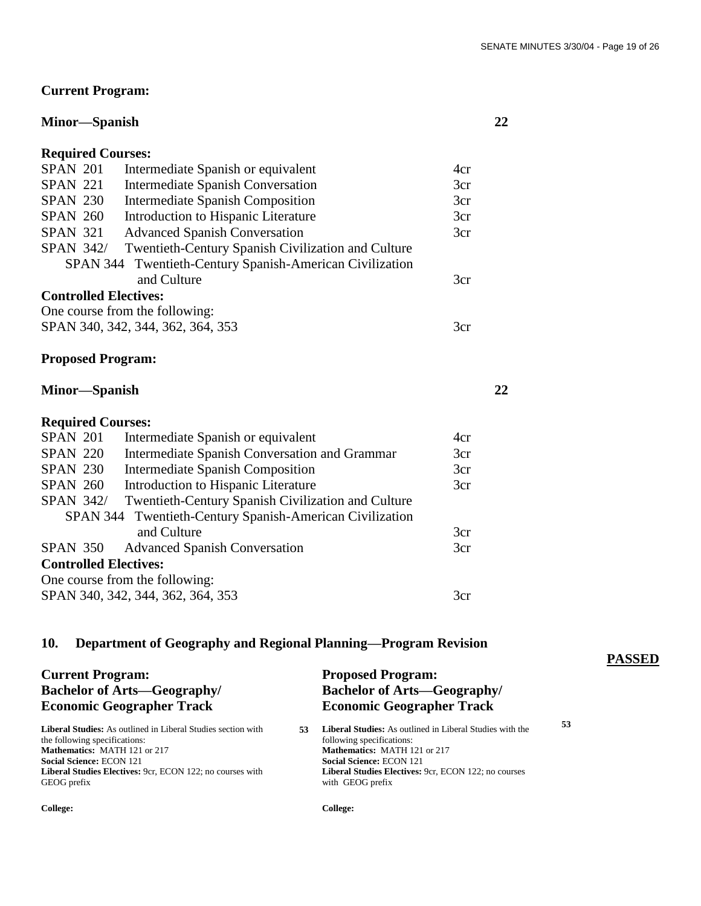**Current Program:**

**Minor—Spanish** **22**

**Required Courses:**

| | | |
|---|---|---|
| SPAN 201 | Intermediate Spanish or equivalent | 4cr |
| SPAN 221 | Intermediate Spanish Conversation | 3cr |
| SPAN 230 | Intermediate Spanish Composition | 3cr |
| SPAN 260 | Introduction to Hispanic Literature | 3cr |
| SPAN 321 | Advanced Spanish Conversation | 3cr |
| SPAN 342/ SPAN 344 | Twentieth-Century Spanish Civilization and Culture / Twentieth-Century Spanish-American Civilization and Culture | 3cr |

**Controlled Electives:**

One course from the following:
SPAN 340, 342, 344, 362, 364, 353 3cr

**Proposed Program:**

**Minor—Spanish** **22**

**Required Courses:**

| | | |
|---|---|---|
| SPAN 201 | Intermediate Spanish or equivalent | 4cr |
| SPAN 220 | Intermediate Spanish Conversation and Grammar | 3cr |
| SPAN 230 | Intermediate Spanish Composition | 3cr |
| SPAN 260 | Introduction to Hispanic Literature | 3cr |
| SPAN 342/ SPAN 344 | Twentieth-Century Spanish Civilization and Culture / Twentieth-Century Spanish-American Civilization and Culture | 3cr |
| SPAN 350 | Advanced Spanish Conversation | 3cr |

**Controlled Electives:**

One course from the following:
SPAN 340, 342, 344, 362, 364, 353 3cr

## 10. Department of Geography and Regional Planning—Program Revision

**PASSED**

**Current Program:**
**Bachelor of Arts—Geography/ Economic Geographer Track**

**Liberal Studies:** As outlined in Liberal Studies section with the following specifications: **53**
**Mathematics:** MATH 121 or 217
**Social Science:** ECON 121
**Liberal Studies Electives:** 9cr, ECON 122; no courses with GEOG prefix

**College:**

**Proposed Program:**
**Bachelor of Arts—Geography/ Economic Geographer Track**

**Liberal Studies:** As outlined in Liberal Studies with the following specifications: **53**
**Mathematics:** MATH 121 or 217
**Social Science:** ECON 121
**Liberal Studies Electives:** 9cr, ECON 122; no courses with GEOG prefix

**College:**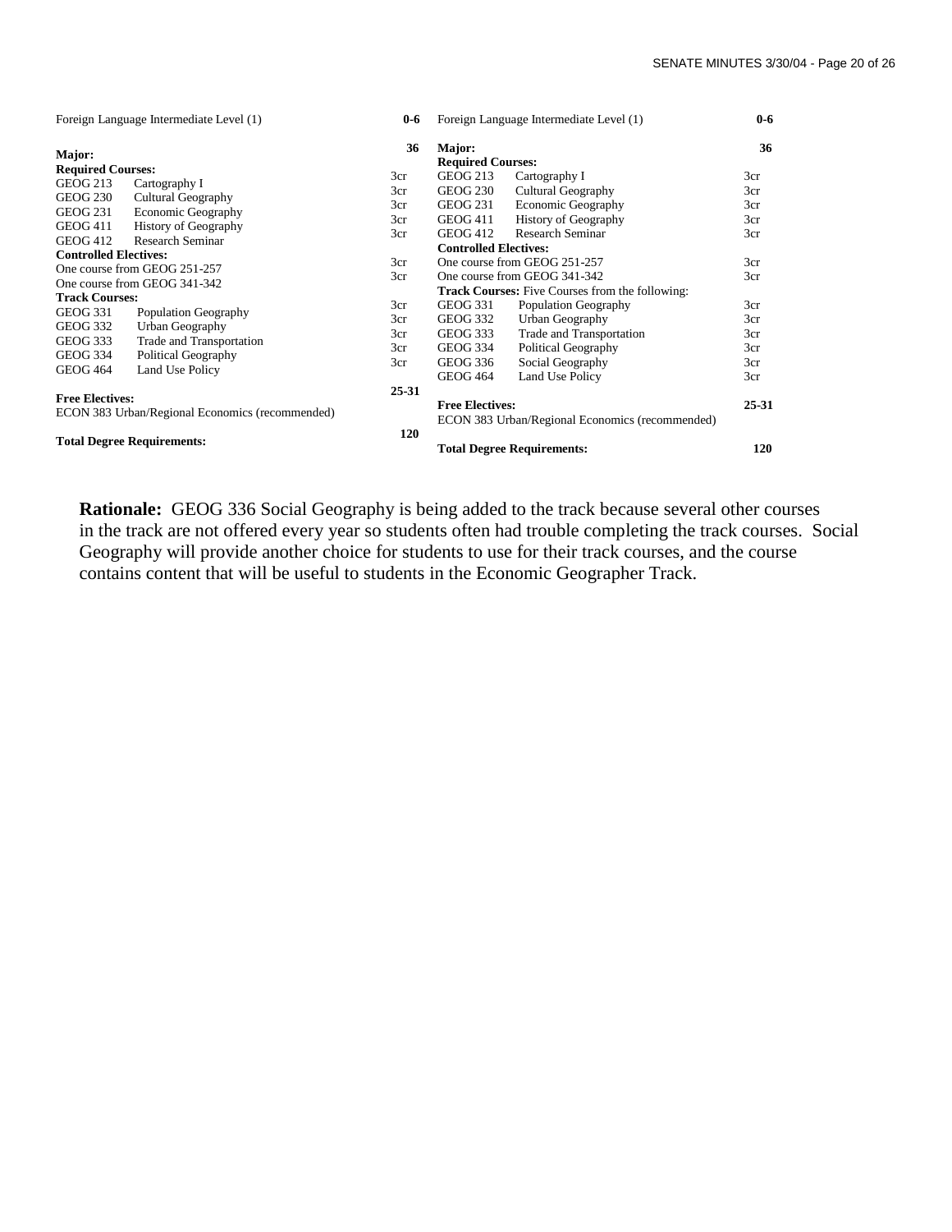| Current | | | Proposed | | |
|---|---|---|---|---|---|
| Foreign Language Intermediate Level (1) | | **0-6** | Foreign Language Intermediate Level (1) | | **0-6** |
| **Major:** | | **36** | **Major:** | | **36** |
| **Required Courses:** | | | **Required Courses:** | | |
| GEOG 213 | Cartography I | 3cr | GEOG 213 | Cartography I | 3cr |
| GEOG 230 | Cultural Geography | 3cr | GEOG 230 | Cultural Geography | 3cr |
| GEOG 231 | Economic Geography | 3cr | GEOG 231 | Economic Geography | 3cr |
| GEOG 411 | History of Geography | 3cr | GEOG 411 | History of Geography | 3cr |
| GEOG 412 | Research Seminar | 3cr | GEOG 412 | Research Seminar | 3cr |
| **Controlled Electives:** | | | **Controlled Electives:** | | |
| One course from GEOG 251-257 | | 3cr | One course from GEOG 251-257 | | 3cr |
| One course from GEOG 341-342 | | 3cr | One course from GEOG 341-342 | | 3cr |
| **Track Courses:** | | | **Track Courses:** Five Courses from the following: | | |
| GEOG 331 | Population Geography | 3cr | GEOG 331 | Population Geography | 3cr |
| GEOG 332 | Urban Geography | 3cr | GEOG 332 | Urban Geography | 3cr |
| GEOG 333 | Trade and Transportation | 3cr | GEOG 333 | Trade and Transportation | 3cr |
| GEOG 334 | Political Geography | 3cr | GEOG 334 | Political Geography | 3cr |
| GEOG 464 | Land Use Policy | 3cr | GEOG 336 | Social Geography | 3cr |
| | | | GEOG 464 | Land Use Policy | 3cr |
| **Free Electives:** | | **25-31** | **Free Electives:** | | **25-31** |
| ECON 383 Urban/Regional Economics (recommended) | | | ECON 383 Urban/Regional Economics (recommended) | | |
| **Total Degree Requirements:** | | **120** | **Total Degree Requirements:** | | **120** |

**Rationale:** GEOG 336 Social Geography is being added to the track because several other courses in the track are not offered every year so students often had trouble completing the track courses. Social Geography will provide another choice for students to use for their track courses, and the course contains content that will be useful to students in the Economic Geographer Track.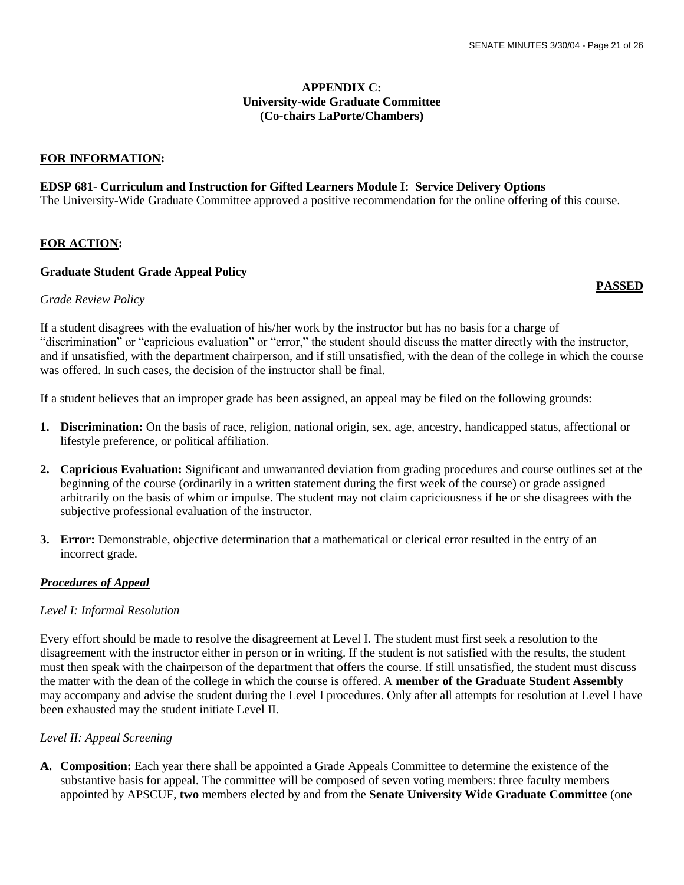## APPENDIX C:
## University-wide Graduate Committee
## (Co-chairs LaPorte/Chambers)

**FOR INFORMATION:**

**EDSP 681- Curriculum and Instruction for Gifted Learners Module I: Service Delivery Options**
The University-Wide Graduate Committee approved a positive recommendation for the online offering of this course.

**FOR ACTION:**

**Graduate Student Grade Appeal Policy**

**PASSED**

*Grade Review Policy*

If a student disagrees with the evaluation of his/her work by the instructor but has no basis for a charge of "discrimination" or "capricious evaluation" or "error," the student should discuss the matter directly with the instructor, and if unsatisfied, with the department chairperson, and if still unsatisfied, with the dean of the college in which the course was offered. In such cases, the decision of the instructor shall be final.

If a student believes that an improper grade has been assigned, an appeal may be filed on the following grounds:

1. **Discrimination:** On the basis of race, religion, national origin, sex, age, ancestry, handicapped status, affectional or lifestyle preference, or political affiliation.

2. **Capricious Evaluation:** Significant and unwarranted deviation from grading procedures and course outlines set at the beginning of the course (ordinarily in a written statement during the first week of the course) or grade assigned arbitrarily on the basis of whim or impulse. The student may not claim capriciousness if he or she disagrees with the subjective professional evaluation of the instructor.

3. **Error:** Demonstrable, objective determination that a mathematical or clerical error resulted in the entry of an incorrect grade.

***Procedures of Appeal***

*Level I: Informal Resolution*

Every effort should be made to resolve the disagreement at Level I. The student must first seek a resolution to the disagreement with the instructor either in person or in writing. If the student is not satisfied with the results, the student must then speak with the chairperson of the department that offers the course. If still unsatisfied, the student must discuss the matter with the dean of the college in which the course is offered. A **member of the Graduate Student Assembly** may accompany and advise the student during the Level I procedures. Only after all attempts for resolution at Level I have been exhausted may the student initiate Level II.

*Level II: Appeal Screening*

A. **Composition:** Each year there shall be appointed a Grade Appeals Committee to determine the existence of the substantive basis for appeal. The committee will be composed of seven voting members: three faculty members appointed by APSCUF, **two** members elected by and from the **Senate University Wide Graduate Committee** (one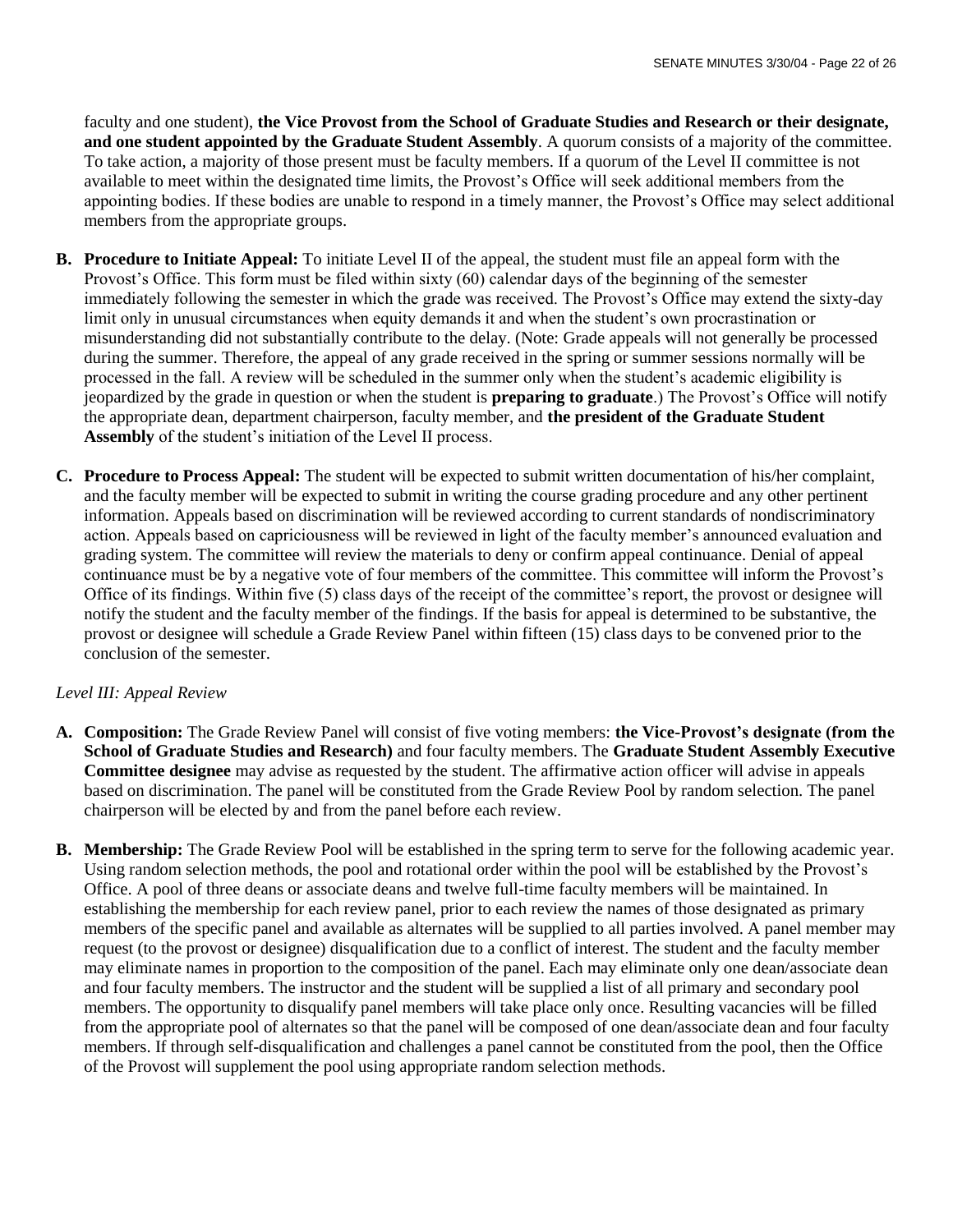faculty and one student), **the Vice Provost from the School of Graduate Studies and Research or their designate, and one student appointed by the Graduate Student Assembly**. A quorum consists of a majority of the committee. To take action, a majority of those present must be faculty members. If a quorum of the Level II committee is not available to meet within the designated time limits, the Provost's Office will seek additional members from the appointing bodies. If these bodies are unable to respond in a timely manner, the Provost's Office may select additional members from the appropriate groups.

**B. Procedure to Initiate Appeal:** To initiate Level II of the appeal, the student must file an appeal form with the Provost's Office. This form must be filed within sixty (60) calendar days of the beginning of the semester immediately following the semester in which the grade was received. The Provost's Office may extend the sixty-day limit only in unusual circumstances when equity demands it and when the student's own procrastination or misunderstanding did not substantially contribute to the delay. (Note: Grade appeals will not generally be processed during the summer. Therefore, the appeal of any grade received in the spring or summer sessions normally will be processed in the fall. A review will be scheduled in the summer only when the student's academic eligibility is jeopardized by the grade in question or when the student is **preparing to graduate**.) The Provost's Office will notify the appropriate dean, department chairperson, faculty member, and **the president of the Graduate Student Assembly** of the student's initiation of the Level II process.

**C. Procedure to Process Appeal:** The student will be expected to submit written documentation of his/her complaint, and the faculty member will be expected to submit in writing the course grading procedure and any other pertinent information. Appeals based on discrimination will be reviewed according to current standards of nondiscriminatory action. Appeals based on capriciousness will be reviewed in light of the faculty member's announced evaluation and grading system. The committee will review the materials to deny or confirm appeal continuance. Denial of appeal continuance must be by a negative vote of four members of the committee. This committee will inform the Provost's Office of its findings. Within five (5) class days of the receipt of the committee's report, the provost or designee will notify the student and the faculty member of the findings. If the basis for appeal is determined to be substantive, the provost or designee will schedule a Grade Review Panel within fifteen (15) class days to be convened prior to the conclusion of the semester.

*Level III: Appeal Review*

**A. Composition:** The Grade Review Panel will consist of five voting members: **the Vice-Provost's designate (from the School of Graduate Studies and Research)** and four faculty members. The **Graduate Student Assembly Executive Committee designee** may advise as requested by the student. The affirmative action officer will advise in appeals based on discrimination. The panel will be constituted from the Grade Review Pool by random selection. The panel chairperson will be elected by and from the panel before each review.

**B. Membership:** The Grade Review Pool will be established in the spring term to serve for the following academic year. Using random selection methods, the pool and rotational order within the pool will be established by the Provost's Office. A pool of three deans or associate deans and twelve full-time faculty members will be maintained. In establishing the membership for each review panel, prior to each review the names of those designated as primary members of the specific panel and available as alternates will be supplied to all parties involved. A panel member may request (to the provost or designee) disqualification due to a conflict of interest. The student and the faculty member may eliminate names in proportion to the composition of the panel. Each may eliminate only one dean/associate dean and four faculty members. The instructor and the student will be supplied a list of all primary and secondary pool members. The opportunity to disqualify panel members will take place only once. Resulting vacancies will be filled from the appropriate pool of alternates so that the panel will be composed of one dean/associate dean and four faculty members. If through self-disqualification and challenges a panel cannot be constituted from the pool, then the Office of the Provost will supplement the pool using appropriate random selection methods.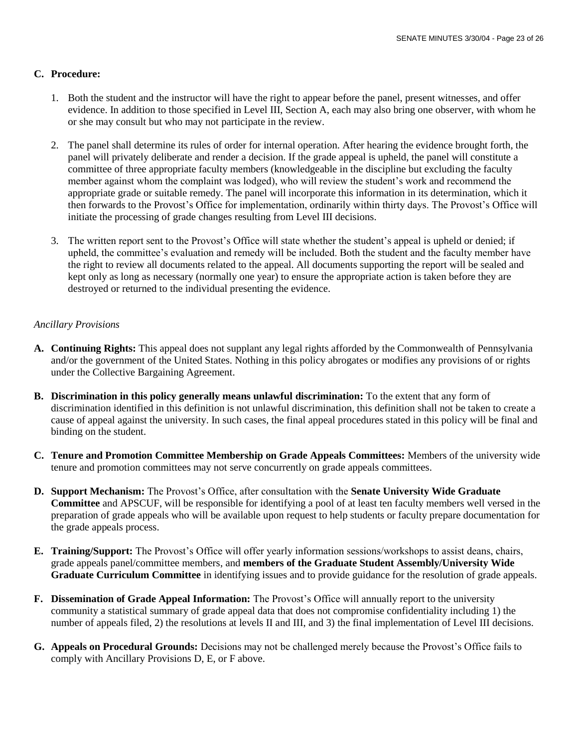**C. Procedure:**

1. Both the student and the instructor will have the right to appear before the panel, present witnesses, and offer evidence. In addition to those specified in Level III, Section A, each may also bring one observer, with whom he or she may consult but who may not participate in the review.

2. The panel shall determine its rules of order for internal operation. After hearing the evidence brought forth, the panel will privately deliberate and render a decision. If the grade appeal is upheld, the panel will constitute a committee of three appropriate faculty members (knowledgeable in the discipline but excluding the faculty member against whom the complaint was lodged), who will review the student's work and recommend the appropriate grade or suitable remedy. The panel will incorporate this information in its determination, which it then forwards to the Provost's Office for implementation, ordinarily within thirty days. The Provost's Office will initiate the processing of grade changes resulting from Level III decisions.

3. The written report sent to the Provost's Office will state whether the student's appeal is upheld or denied; if upheld, the committee's evaluation and remedy will be included. Both the student and the faculty member have the right to review all documents related to the appeal. All documents supporting the report will be sealed and kept only as long as necessary (normally one year) to ensure the appropriate action is taken before they are destroyed or returned to the individual presenting the evidence.

*Ancillary Provisions*

**A. Continuing Rights:** This appeal does not supplant any legal rights afforded by the Commonwealth of Pennsylvania and/or the government of the United States. Nothing in this policy abrogates or modifies any provisions of or rights under the Collective Bargaining Agreement.

**B. Discrimination in this policy generally means unlawful discrimination:** To the extent that any form of discrimination identified in this definition is not unlawful discrimination, this definition shall not be taken to create a cause of appeal against the university. In such cases, the final appeal procedures stated in this policy will be final and binding on the student.

**C. Tenure and Promotion Committee Membership on Grade Appeals Committees:** Members of the university wide tenure and promotion committees may not serve concurrently on grade appeals committees.

**D. Support Mechanism:** The Provost's Office, after consultation with the **Senate University Wide Graduate Committee** and APSCUF, will be responsible for identifying a pool of at least ten faculty members well versed in the preparation of grade appeals who will be available upon request to help students or faculty prepare documentation for the grade appeals process.

**E. Training/Support:** The Provost's Office will offer yearly information sessions/workshops to assist deans, chairs, grade appeals panel/committee members, and **members of the Graduate Student Assembly/University Wide Graduate Curriculum Committee** in identifying issues and to provide guidance for the resolution of grade appeals.

**F. Dissemination of Grade Appeal Information:** The Provost's Office will annually report to the university community a statistical summary of grade appeal data that does not compromise confidentiality including 1) the number of appeals filed, 2) the resolutions at levels II and III, and 3) the final implementation of Level III decisions.

**G. Appeals on Procedural Grounds:** Decisions may not be challenged merely because the Provost's Office fails to comply with Ancillary Provisions D, E, or F above.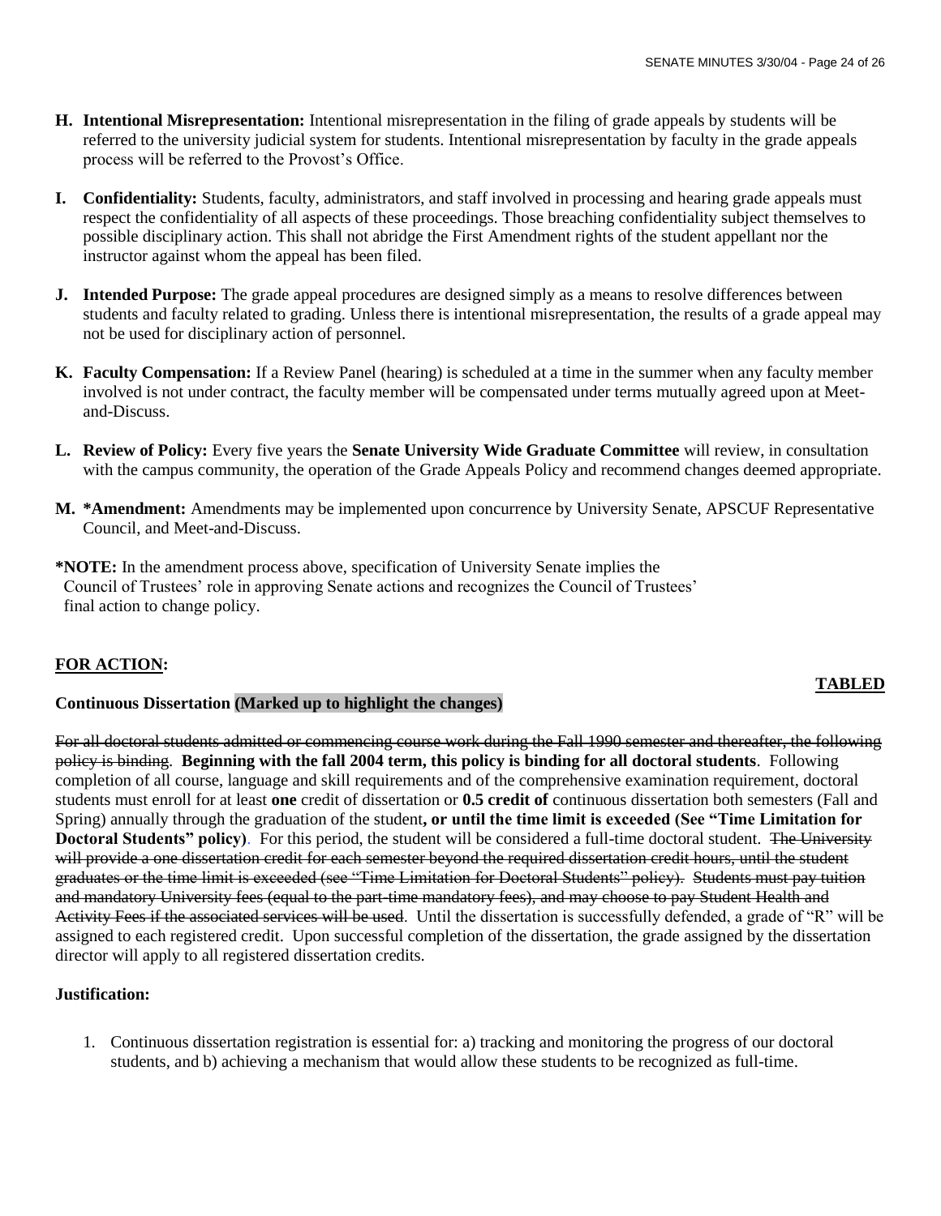**H. Intentional Misrepresentation:** Intentional misrepresentation in the filing of grade appeals by students will be referred to the university judicial system for students. Intentional misrepresentation by faculty in the grade appeals process will be referred to the Provost's Office.

**I. Confidentiality:** Students, faculty, administrators, and staff involved in processing and hearing grade appeals must respect the confidentiality of all aspects of these proceedings. Those breaching confidentiality subject themselves to possible disciplinary action. This shall not abridge the First Amendment rights of the student appellant nor the instructor against whom the appeal has been filed.

**J. Intended Purpose:** The grade appeal procedures are designed simply as a means to resolve differences between students and faculty related to grading. Unless there is intentional misrepresentation, the results of a grade appeal may not be used for disciplinary action of personnel.

**K. Faculty Compensation:** If a Review Panel (hearing) is scheduled at a time in the summer when any faculty member involved is not under contract, the faculty member will be compensated under terms mutually agreed upon at Meet-and-Discuss.

**L. Review of Policy:** Every five years the **Senate University Wide Graduate Committee** will review, in consultation with the campus community, the operation of the Grade Appeals Policy and recommend changes deemed appropriate.

**M. *Amendment:** Amendments may be implemented upon concurrence by University Senate, APSCUF Representative Council, and Meet-and-Discuss.

***NOTE:** In the amendment process above, specification of University Senate implies the Council of Trustees' role in approving Senate actions and recognizes the Council of Trustees' final action to change policy.

**FOR ACTION:**

**TABLED**

**Continuous Dissertation (Marked up to highlight the changes)**

~~For all doctoral students admitted or commencing course work during the Fall 1990 semester and thereafter, the following policy is binding~~. **Beginning with the fall 2004 term, this policy is binding for all doctoral students**. Following completion of all course, language and skill requirements and of the comprehensive examination requirement, doctoral students must enroll for at least **one** credit of dissertation or **0.5 credit of** continuous dissertation both semesters (Fall and Spring) annually through the graduation of the student**, or until the time limit is exceeded (See "Time Limitation for Doctoral Students" policy)**. For this period, the student will be considered a full-time doctoral student. ~~The University will provide a one dissertation credit for each semester beyond the required dissertation credit hours, until the student graduates or the time limit is exceeded (see "Time Limitation for Doctoral Students" policy). Students must pay tuition and mandatory University fees (equal to the part-time mandatory fees), and may choose to pay Student Health and Activity Fees if the associated services will be used~~. Until the dissertation is successfully defended, a grade of "R" will be assigned to each registered credit. Upon successful completion of the dissertation, the grade assigned by the dissertation director will apply to all registered dissertation credits.

**Justification:**

1. Continuous dissertation registration is essential for: a) tracking and monitoring the progress of our doctoral students, and b) achieving a mechanism that would allow these students to be recognized as full-time.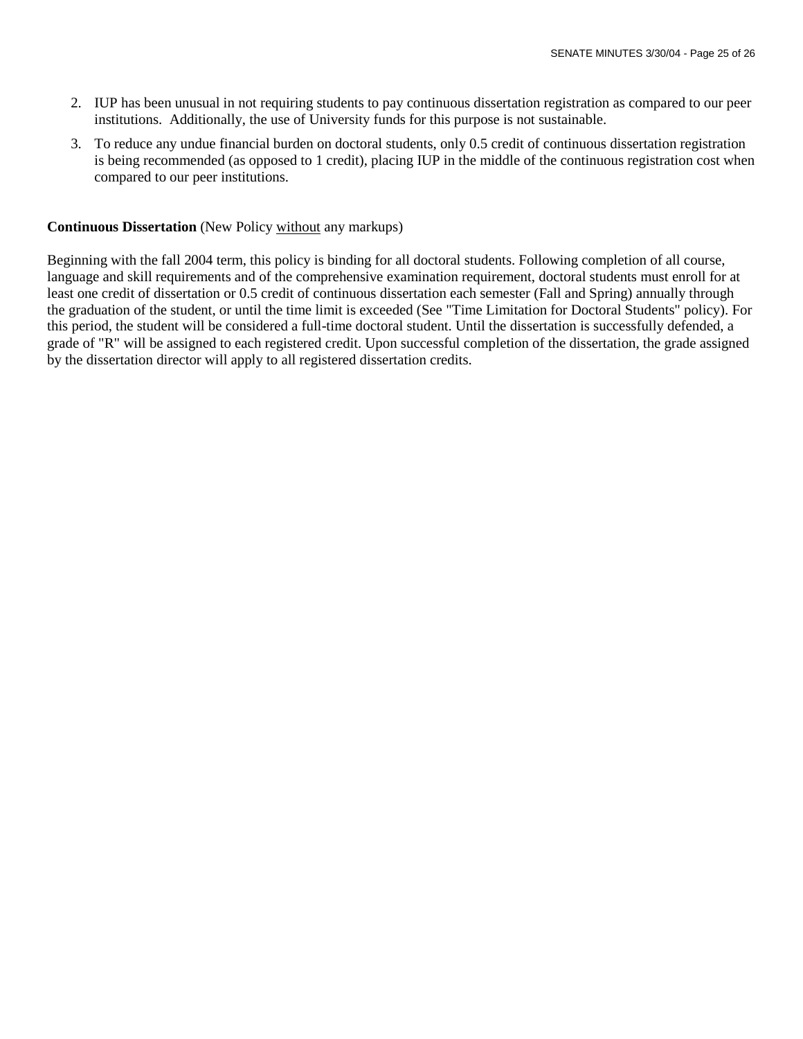2. IUP has been unusual in not requiring students to pay continuous dissertation registration as compared to our peer institutions. Additionally, the use of University funds for this purpose is not sustainable.
3. To reduce any undue financial burden on doctoral students, only 0.5 credit of continuous dissertation registration is being recommended (as opposed to 1 credit), placing IUP in the middle of the continuous registration cost when compared to our peer institutions.

**Continuous Dissertation** (New Policy <u>without</u> any markups)

Beginning with the fall 2004 term, this policy is binding for all doctoral students. Following completion of all course, language and skill requirements and of the comprehensive examination requirement, doctoral students must enroll for at least one credit of dissertation or 0.5 credit of continuous dissertation each semester (Fall and Spring) annually through the graduation of the student, or until the time limit is exceeded (See "Time Limitation for Doctoral Students" policy). For this period, the student will be considered a full-time doctoral student. Until the dissertation is successfully defended, a grade of "R" will be assigned to each registered credit. Upon successful completion of the dissertation, the grade assigned by the dissertation director will apply to all registered dissertation credits.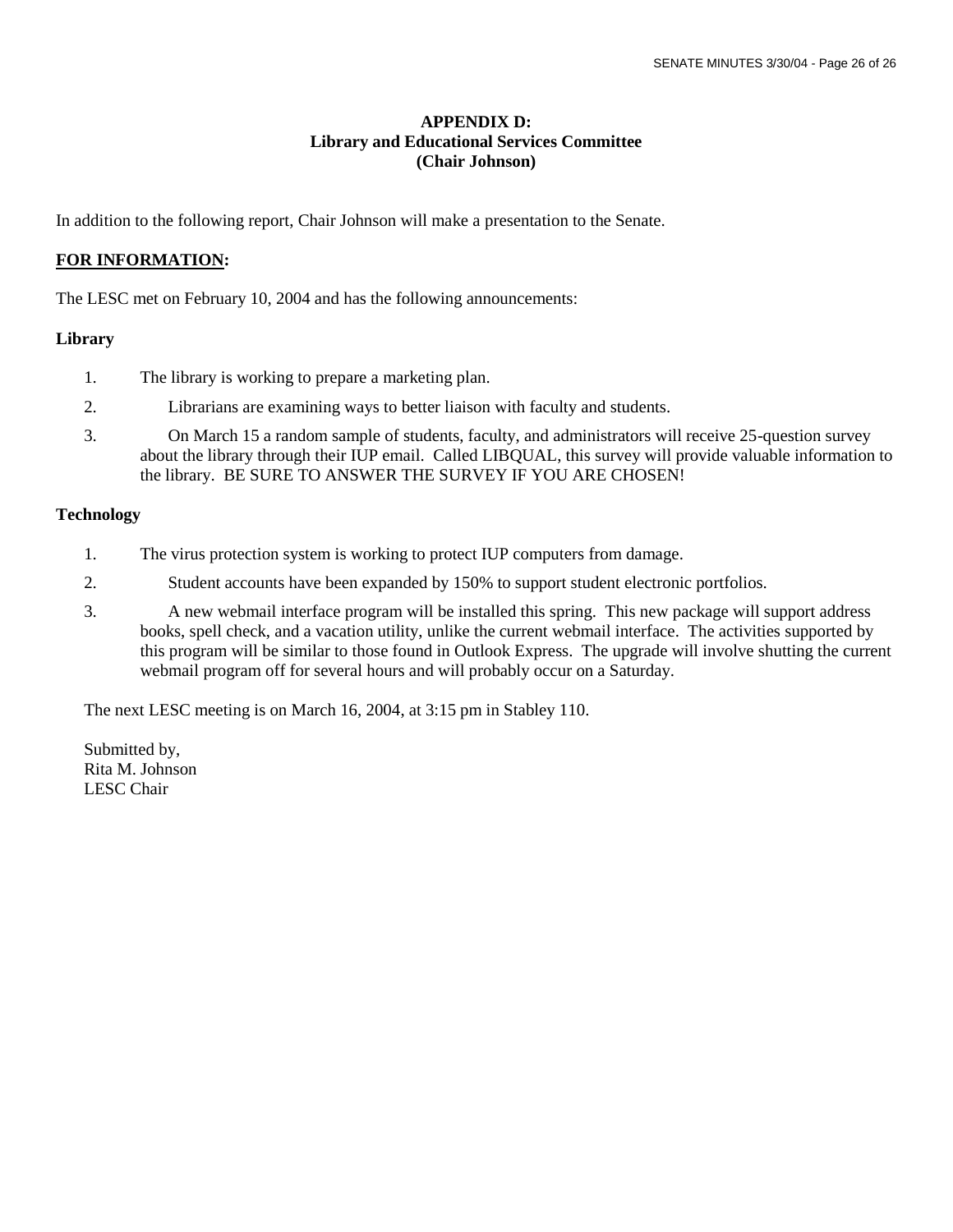**APPENDIX D:**
**Library and Educational Services Committee**
**(Chair Johnson)**

In addition to the following report, Chair Johnson will make a presentation to the Senate.

**FOR INFORMATION:**

The LESC met on February 10, 2004 and has the following announcements:

**Library**

1. The library is working to prepare a marketing plan.
2. Librarians are examining ways to better liaison with faculty and students.
3. On March 15 a random sample of students, faculty, and administrators will receive 25-question survey about the library through their IUP email. Called LIBQUAL, this survey will provide valuable information to the library. BE SURE TO ANSWER THE SURVEY IF YOU ARE CHOSEN!

**Technology**

1. The virus protection system is working to protect IUP computers from damage.
2. Student accounts have been expanded by 150% to support student electronic portfolios.
3. A new webmail interface program will be installed this spring. This new package will support address books, spell check, and a vacation utility, unlike the current webmail interface. The activities supported by this program will be similar to those found in Outlook Express. The upgrade will involve shutting the current webmail program off for several hours and will probably occur on a Saturday.

The next LESC meeting is on March 16, 2004, at 3:15 pm in Stabley 110.

Submitted by,
Rita M. Johnson
LESC Chair